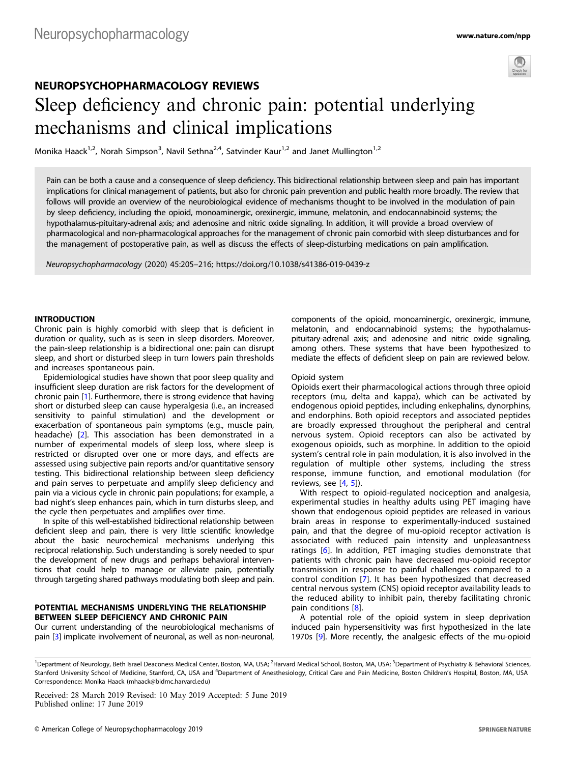## NEUROPSYCHOPHARMACOLOGY REVIEWS

# Sleep deficiency and chronic pain: potential underlying mechanisms and clinical implications

Monika Haack[1,2], Norah Simpson[3], Navil Sethna[2,4], Satvinder Kaur[1,2] and Janet Mullington[1,2]

Pain can be both a cause and a consequence of sleep deficiency. This bidirectional relationship between sleep and pain has important implications for clinical management of patients, but also for chronic pain prevention and public health more broadly. The review that follows will provide an overview of the neurobiological evidence of mechanisms thought to be involved in the modulation of pain by sleep deficiency, including the opioid, monoaminergic, orexinergic, immune, melatonin, and endocannabinoid systems; the hypothalamus-pituitary-adrenal axis; and adenosine and nitric oxide signaling. In addition, it will provide a broad overview of pharmacological and non-pharmacological approaches for the management of chronic pain comorbid with sleep disturbances and for the management of postoperative pain, as well as discuss the effects of sleep-disturbing medications on pain amplification.

*Neuropsychopharmacology* (2020) 45:205–216; https://doi.org/10.1038/s41386-019-0439-z

## INTRODUCTION

Chronic pain is highly comorbid with sleep that is deficient in duration or quality, such as is seen in sleep disorders. Moreover, the pain-sleep relationship is a bidirectional one: pain can disrupt sleep, and short or disturbed sleep in turn lowers pain thresholds and increases spontaneous pain.

Epidemiological studies have shown that poor sleep quality and insufficient sleep duration are risk factors for the development of chronic pain [1]. Furthermore, there is strong evidence that having short or disturbed sleep can cause hyperalgesia (i.e., an increased sensitivity to painful stimulation) and the development or exacerbation of spontaneous pain symptoms (e.g., muscle pain, headache) [2]. This association has been demonstrated in a number of experimental models of sleep loss, where sleep is restricted or disrupted over one or more days, and effects are assessed using subjective pain reports and/or quantitative sensory testing. This bidirectional relationship between sleep deficiency and pain serves to perpetuate and amplify sleep deficiency and pain via a vicious cycle in chronic pain populations; for example, a bad night's sleep enhances pain, which in turn disturbs sleep, and the cycle then perpetuates and amplifies over time.

In spite of this well-established bidirectional relationship between deficient sleep and pain, there is very little scientific knowledge about the basic neurochemical mechanisms underlying this reciprocal relationship. Such understanding is sorely needed to spur the development of new drugs and perhaps behavioral interventions that could help to manage or alleviate pain, potentially through targeting shared pathways modulating both sleep and pain.

## POTENTIAL MECHANISMS UNDERLYING THE RELATIONSHIP BETWEEN SLEEP DEFICIENCY AND CHRONIC PAIN

Our current understanding of the neurobiological mechanisms of pain [3] implicate involvement of neuronal, as well as non-neuronal, components of the opioid, monoaminergic, orexinergic, immune, melatonin, and endocannabinoid systems; the hypothalamus-pituitary-adrenal axis; and adenosine and nitric oxide signaling, among others. These systems that have been hypothesized to mediate the effects of deficient sleep on pain are reviewed below.

### Opioid system

Opioids exert their pharmacological actions through three opioid receptors (mu, delta and kappa), which can be activated by endogenous opioid peptides, including enkephalins, dynorphins, and endorphins. Both opioid receptors and associated peptides are broadly expressed throughout the peripheral and central nervous system. Opioid receptors can also be activated by exogenous opioids, such as morphine. In addition to the opioid system's central role in pain modulation, it is also involved in the regulation of multiple other systems, including the stress response, immune function, and emotional modulation (for reviews, see [4, 5]).

With respect to opioid-regulated nociception and analgesia, experimental studies in healthy adults using PET imaging have shown that endogenous opioid peptides are released in various brain areas in response to experimentally-induced sustained pain, and that the degree of mu-opioid receptor activation is associated with reduced pain intensity and unpleasantness ratings [6]. In addition, PET imaging studies demonstrate that patients with chronic pain have decreased mu-opioid receptor transmission in response to painful challenges compared to a control condition [7]. It has been hypothesized that decreased central nervous system (CNS) opioid receptor availability leads to the reduced ability to inhibit pain, thereby facilitating chronic pain conditions [8].

A potential role of the opioid system in sleep deprivation induced pain hypersensitivity was first hypothesized in the late 1970s [9]. More recently, the analgesic effects of the mu-opioid

---

[1]Department of Neurology, Beth Israel Deaconess Medical Center, Boston, MA, USA; [2]Harvard Medical School, Boston, MA, USA; [3]Department of Psychiatry & Behavioral Sciences, Stanford University School of Medicine, Stanford, CA, USA and [4]Department of Anesthesiology, Critical Care and Pain Medicine, Boston Children's Hospital, Boston, MA, USA
Correspondence: Monika Haack (mhaack@bidmc.harvard.edu)

Received: 28 March 2019 Revised: 10 May 2019 Accepted: 5 June 2019
Published online: 17 June 2019

© American College of Neuropsychopharmacology 2019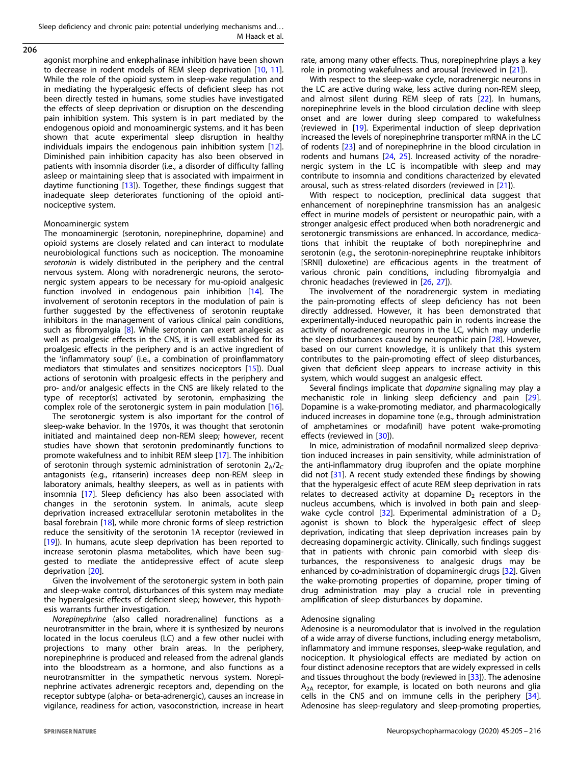agonist morphine and enkephalinase inhibition have been shown to decrease in rodent models of REM sleep deprivation [10, 11]. While the role of the opioid system in sleep-wake regulation and in mediating the hyperalgesic effects of deficient sleep has not been directly tested in humans, some studies have investigated the effects of sleep deprivation or disruption on the descending pain inhibition system. This system is in part mediated by the endogenous opioid and monoaminergic systems, and it has been shown that acute experimental sleep disruption in healthy individuals impairs the endogenous pain inhibition system [12]. Diminished pain inhibition capacity has also been observed in patients with insomnia disorder (i.e., a disorder of difficulty falling asleep or maintaining sleep that is associated with impairment in daytime functioning [13]). Together, these findings suggest that inadequate sleep deteriorates functioning of the opioid antinociceptive system.

### Monoaminergic system

The monoaminergic (serotonin, norepinephrine, dopamine) and opioid systems are closely related and can interact to modulate neurobiological functions such as nociception. The monoamine *serotonin* is widely distributed in the periphery and the central nervous system. Along with noradrenergic neurons, the serotonergic system appears to be necessary for mu-opioid analgesic function involved in endogenous pain inhibition [14]. The involvement of serotonin receptors in the modulation of pain is further suggested by the effectiveness of serotonin reuptake inhibitors in the management of various clinical pain conditions, such as fibromyalgia [8]. While serotonin can exert analgesic as well as proalgesic effects in the CNS, it is well established for its proalgesic effects in the periphery and is an active ingredient of the 'inflammatory soup' (i.e., a combination of proinflammatory mediators that stimulates and sensitizes nociceptors [15]). Dual actions of serotonin with proalgesic effects in the periphery and pro- and/or analgesic effects in the CNS are likely related to the type of receptor(s) activated by serotonin, emphasizing the complex role of the serotonergic system in pain modulation [16].

The serotonergic system is also important for the control of sleep-wake behavior. In the 1970s, it was thought that serotonin initiated and maintained deep non-REM sleep; however, recent studies have shown that serotonin predominantly functions to promote wakefulness and to inhibit REM sleep [17]. The inhibition of serotonin through systemic administration of serotonin $2_A/2_C$ antagonists (e.g., ritanserin) increases deep non-REM sleep in laboratory animals, healthy sleepers, as well as in patients with insomnia [17]. Sleep deficiency has also been associated with changes in the serotonin system. In animals, acute sleep deprivation increased extracellular serotonin metabolites in the basal forebrain [18], while more chronic forms of sleep restriction reduce the sensitivity of the serotonin 1A receptor (reviewed in [19]). In humans, acute sleep deprivation has been reported to increase serotonin plasma metabolites, which have been suggested to mediate the antidepressive effect of acute sleep deprivation [20].

Given the involvement of the serotonergic system in both pain and sleep-wake control, disturbances of this system may mediate the hyperalgesic effects of deficient sleep; however, this hypothesis warrants further investigation.

*Norepinephrine* (also called noradrenaline) functions as a neurotransmitter in the brain, where it is synthesized by neurons located in the locus coeruleus (LC) and a few other nuclei with projections to many other brain areas. In the periphery, norepinephrine is produced and released from the adrenal glands into the bloodstream as a hormone, and also functions as a neurotransmitter in the sympathetic nervous system. Norepinephrine activates adrenergic receptors and, depending on the receptor subtype (alpha- or beta-adrenergic), causes an increase in vigilance, readiness for action, vasoconstriction, increase in heart rate, among many other effects. Thus, norepinephrine plays a key role in promoting wakefulness and arousal (reviewed in [21]).

With respect to the sleep-wake cycle, noradrenergic neurons in the LC are active during wake, less active during non-REM sleep, and almost silent during REM sleep of rats [22]. In humans, norepinephrine levels in the blood circulation decline with sleep onset and are lower during sleep compared to wakefulness (reviewed in [19]). Experimental induction of sleep deprivation increased the levels of norepinephrine transporter mRNA in the LC of rodents [23] and of norepinephrine in the blood circulation in rodents and humans [24, 25]. Increased activity of the noradrenergic system in the LC is incompatible with sleep and may contribute to insomnia and conditions characterized by elevated arousal, such as stress-related disorders (reviewed in [21]).

With respect to nociception, preclinical data suggest that enhancement of norepinephrine transmission has an analgesic effect in murine models of persistent or neuropathic pain, with a stronger analgesic effect produced when both noradrenergic and serotonergic transmissions are enhanced. In accordance, medications that inhibit the reuptake of both norepinephrine and serotonin (e.g., the serotonin-norepinephrine reuptake inhibitors [SRNI] duloxetine) are efficacious agents in the treatment of various chronic pain conditions, including fibromyalgia and chronic headaches (reviewed in [26, 27]).

The involvement of the noradrenergic system in mediating the pain-promoting effects of sleep deficiency has not been directly addressed. However, it has been demonstrated that experimentally-induced neuropathic pain in rodents increase the activity of noradrenergic neurons in the LC, which may underlie the sleep disturbances caused by neuropathic pain [28]. However, based on our current knowledge, it is unlikely that this system contributes to the pain-promoting effect of sleep disturbances, given that deficient sleep appears to increase activity in this system, which would suggest an analgesic effect.

Several findings implicate that *dopamine* signaling may play a mechanistic role in linking sleep deficiency and pain [29]. Dopamine is a wake-promoting mediator, and pharmacologically induced increases in dopamine tone (e.g., through administration of amphetamines or modafinil) have potent wake-promoting effects (reviewed in [30]).

In mice, administration of modafinil normalized sleep deprivation induced increases in pain sensitivity, while administration of the anti-inflammatory drug ibuprofen and the opiate morphine did not [31]. A recent study extended these findings by showing that the hyperalgesic effect of acute REM sleep deprivation in rats relates to decreased activity at dopamine $D_2$ receptors in the nucleus accumbens, which is involved in both pain and sleep-wake cycle control [32]. Experimental administration of a $D_2$ agonist is shown to block the hyperalgesic effect of sleep deprivation, indicating that sleep deprivation increases pain by decreasing dopaminergic activity. Clinically, such findings suggest that in patients with chronic pain comorbid with sleep disturbances, the responsiveness to analgesic drugs may be enhanced by co-administration of dopaminergic drugs [32]. Given the wake-promoting properties of dopamine, proper timing of drug administration may play a crucial role in preventing amplification of sleep disturbances by dopamine.

### Adenosine signaling

Adenosine is a neuromodulator that is involved in the regulation of a wide array of diverse functions, including energy metabolism, inflammatory and immune responses, sleep-wake regulation, and nociception. It physiological effects are mediated by action on four distinct adenosine receptors that are widely expressed in cells and tissues throughout the body (reviewed in [33]). The adenosine $A_{2A}$ receptor, for example, is located on both neurons and glia cells in the CNS and on immune cells in the periphery [34]. Adenosine has sleep-regulatory and sleep-promoting properties,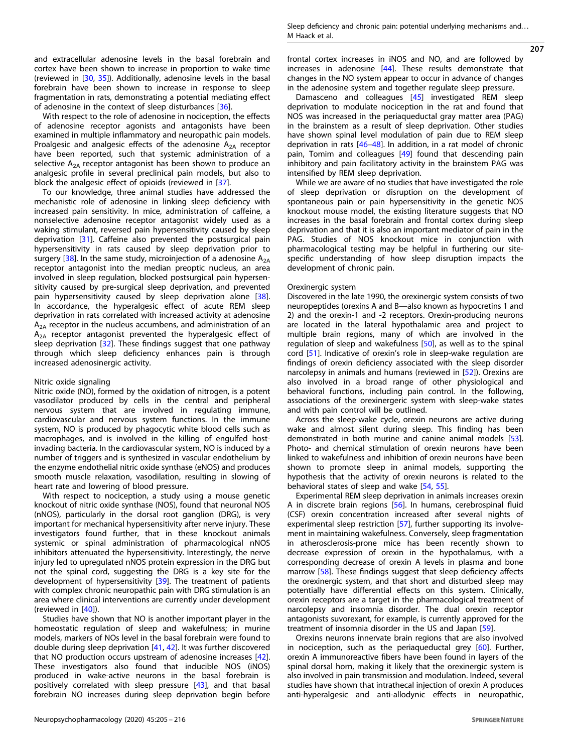and extracellular adenosine levels in the basal forebrain and cortex have been shown to increase in proportion to wake time (reviewed in [30, 35]). Additionally, adenosine levels in the basal forebrain have been shown to increase in response to sleep fragmentation in rats, demonstrating a potential mediating effect of adenosine in the context of sleep disturbances [36].

With respect to the role of adenosine in nociception, the effects of adenosine receptor agonists and antagonists have been examined in multiple inflammatory and neuropathic pain models. Proalgesic and analgesic effects of the adenosine $A_{2A}$ receptor have been reported, such that systemic administration of a selective $A_{2A}$ receptor antagonist has been shown to produce an analgesic profile in several preclinical pain models, but also to block the analgesic effect of opioids (reviewed in [37].

To our knowledge, three animal studies have addressed the mechanistic role of adenosine in linking sleep deficiency with increased pain sensitivity. In mice, administration of caffeine, a nonselective adenosine receptor antagonist widely used as a waking stimulant, reversed pain hypersensitivity caused by sleep deprivation [31]. Caffeine also prevented the postsurgical pain hypersensitivity in rats caused by sleep deprivation prior to surgery [38]. In the same study, microinjection of a adenosine $A_{2A}$ receptor antagonist into the median preoptic nucleus, an area involved in sleep regulation, blocked postsurgical pain hypersensitivity caused by pre-surgical sleep deprivation, and prevented pain hypersensitivity caused by sleep deprivation alone [38]. In accordance, the hyperalgesic effect of acute REM sleep deprivation in rats correlated with increased activity at adenosine $A_{2A}$ receptor in the nucleus accumbens, and administration of an $A_{2A}$ receptor antagonist prevented the hyperalgesic effect of sleep deprivation [32]. These findings suggest that one pathway through which sleep deficiency enhances pain is through increased adenosinergic activity.

### Nitric oxide signaling

Nitric oxide (NO), formed by the oxidation of nitrogen, is a potent vasodilator produced by cells in the central and peripheral nervous system that are involved in regulating immune, cardiovascular and nervous system functions. In the immune system, NO is produced by phagocytic white blood cells such as macrophages, and is involved in the killing of engulfed host-invading bacteria. In the cardiovascular system, NO is induced by a number of triggers and is synthesized in vascular endothelium by the enzyme endothelial nitric oxide synthase (eNOS) and produces smooth muscle relaxation, vasodilation, resulting in slowing of heart rate and lowering of blood pressure.

With respect to nociception, a study using a mouse genetic knockout of nitric oxide synthase (NOS), found that neuronal NOS (nNOS), particularly in the dorsal root ganglion (DRG), is very important for mechanical hypersensitivity after nerve injury. These investigators found further, that in these knockout animals systemic or spinal administration of pharmacological nNOS inhibitors attenuated the hypersensitivity. Interestingly, the nerve injury led to upregulated nNOS protein expression in the DRG but not the spinal cord, suggesting the DRG is a key site for the development of hypersensitivity [39]. The treatment of patients with complex chronic neuropathic pain with DRG stimulation is an area where clinical interventions are currently under development (reviewed in [40]).

Studies have shown that NO is another important player in the homeostatic regulation of sleep and wakefulness; in murine models, markers of NOs level in the basal forebrain were found to double during sleep deprivation [41, 42]. It was further discovered that NO production occurs upstream of adenosine increases [42]. These investigators also found that inducible NOS (iNOS) produced in wake-active neurons in the basal forebrain is positively correlated with sleep pressure [43], and that basal forebrain NO increases during sleep deprivation begin before frontal cortex increases in iNOS and NO, and are followed by increases in adenosine [44]. These results demonstrate that changes in the NO system appear to occur in advance of changes in the adenosine system and together regulate sleep pressure.

Damasceno and colleagues [45] investigated REM sleep deprivation to modulate nociception in the rat and found that NOS was increased in the periaqueductal gray matter area (PAG) in the brainstem as a result of sleep deprivation. Other studies have shown spinal level modulation of pain due to REM sleep deprivation in rats [46–48]. In addition, in a rat model of chronic pain, Tomim and colleagues [49] found that descending pain inhibitory and pain facilitatory activity in the brainstem PAG was intensified by REM sleep deprivation.

While we are aware of no studies that have investigated the role of sleep deprivation or disruption on the development of spontaneous pain or pain hypersensitivity in the genetic NOS knockout mouse model, the existing literature suggests that NO increases in the basal forebrain and frontal cortex during sleep deprivation and that it is also an important mediator of pain in the PAG. Studies of NOS knockout mice in conjunction with pharmacological testing may be helpful in furthering our site-specific understanding of how sleep disruption impacts the development of chronic pain.

### Orexinergic system

Discovered in the late 1990, the orexinergic system consists of two neuropeptides (orexins A and B—also known as hypocretins 1 and 2) and the orexin-1 and -2 receptors. Orexin-producing neurons are located in the lateral hypothalamic area and project to multiple brain regions, many of which are involved in the regulation of sleep and wakefulness [50], as well as to the spinal cord [51]. Indicative of orexin's role in sleep-wake regulation are findings of orexin deficiency associated with the sleep disorder narcolepsy in animals and humans (reviewed in [52]). Orexins are also involved in a broad range of other physiological and behavioral functions, including pain control. In the following, associations of the orexinergic system with sleep-wake states and with pain control will be outlined.

Across the sleep-wake cycle, orexin neurons are active during wake and almost silent during sleep. This finding has been demonstrated in both murine and canine animal models [53]. Photo- and chemical stimulation of orexin neurons have been linked to wakefulness and inhibition of orexin neurons have been shown to promote sleep in animal models, supporting the hypothesis that the activity of orexin neurons is related to the behavioral states of sleep and wake [54, 55].

Experimental REM sleep deprivation in animals increases orexin A in discrete brain regions [56]. In humans, cerebrospinal fluid (CSF) orexin concentration increased after several nights of experimental sleep restriction [57], further supporting its involvement in maintaining wakefulness. Conversely, sleep fragmentation in atherosclerosis-prone mice has been recently shown to decrease expression of orexin in the hypothalamus, with a corresponding decrease of orexin A levels in plasma and bone marrow [58]. These findings suggest that sleep deficiency affects the orexinergic system, and that short and disturbed sleep may potentially have differential effects on this system. Clinically, orexin receptors are a target in the pharmacological treatment of narcolepsy and insomnia disorder. The dual orexin receptor antagonists suvorexant, for example, is currently approved for the treatment of insomnia disorder in the US and Japan [59].

Orexins neurons innervate brain regions that are also involved in nociception, such as the periaqueductal grey [60]. Further, orexin A immunoreactive fibers have been found in layers of the spinal dorsal horn, making it likely that the orexinergic system is also involved in pain transmission and modulation. Indeed, several studies have shown that intrathecal injection of orexin A produces anti-hyperalgesic and anti-allodynic effects in neuropathic,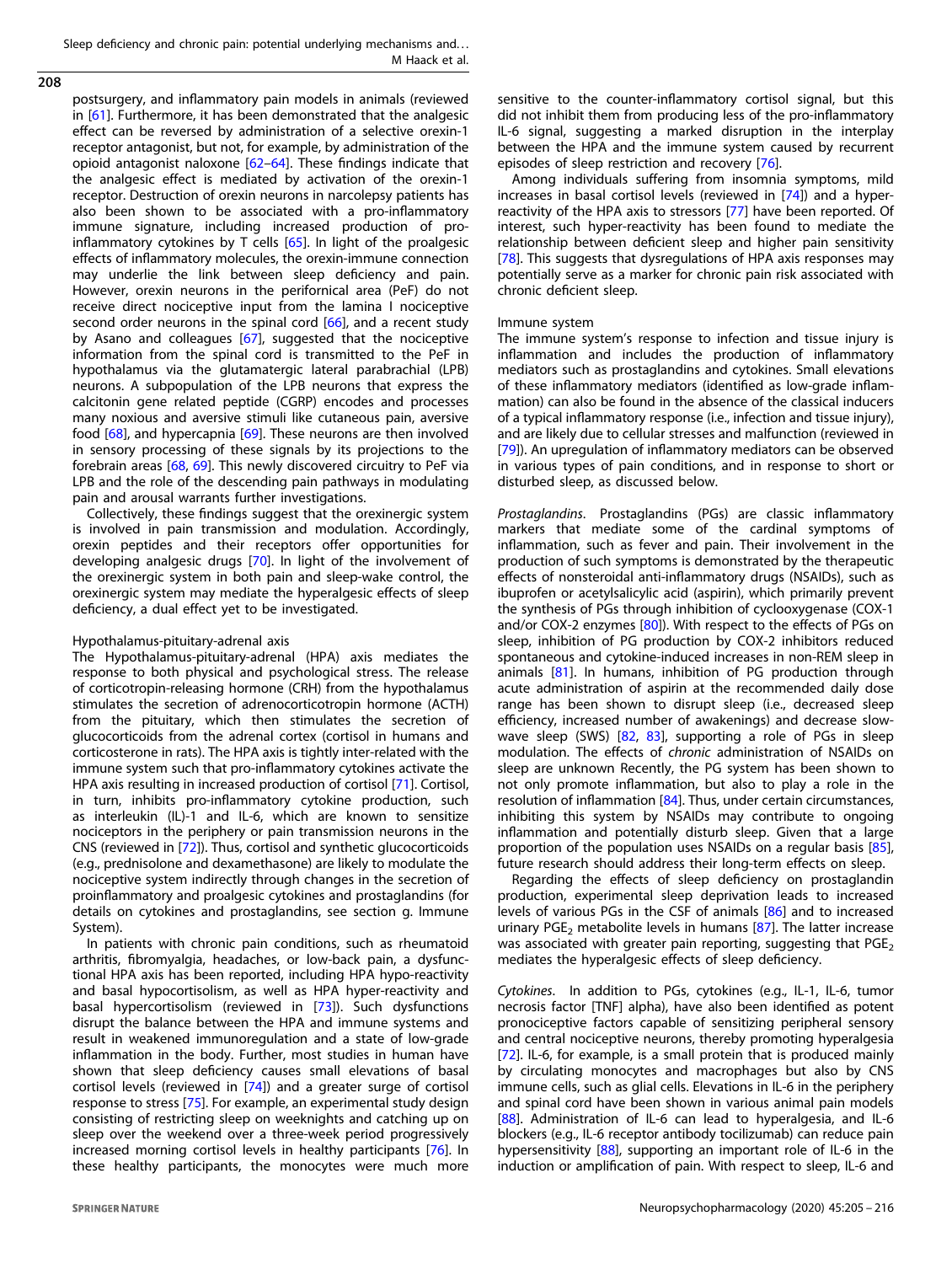postsurgery, and inflammatory pain models in animals (reviewed in [61]. Furthermore, it has been demonstrated that the analgesic effect can be reversed by administration of a selective orexin-1 receptor antagonist, but not, for example, by administration of the opioid antagonist naloxone [62–64]. These findings indicate that the analgesic effect is mediated by activation of the orexin-1 receptor. Destruction of orexin neurons in narcolepsy patients has also been shown to be associated with a pro-inflammatory immune signature, including increased production of pro-inflammatory cytokines by T cells [65]. In light of the proalgesic effects of inflammatory molecules, the orexin-immune connection may underlie the link between sleep deficiency and pain. However, orexin neurons in the perifornical area (PeF) do not receive direct nociceptive input from the lamina I nociceptive second order neurons in the spinal cord [66], and a recent study by Asano and colleagues [67], suggested that the nociceptive information from the spinal cord is transmitted to the PeF in hypothalamus via the glutamatergic lateral parabrachial (LPB) neurons. A subpopulation of the LPB neurons that express the calcitonin gene related peptide (CGRP) encodes and processes many noxious and aversive stimuli like cutaneous pain, aversive food [68], and hypercapnia [69]. These neurons are then involved in sensory processing of these signals by its projections to the forebrain areas [68, 69]. This newly discovered circuitry to PeF via LPB and the role of the descending pain pathways in modulating pain and arousal warrants further investigations.

Collectively, these findings suggest that the orexinergic system is involved in pain transmission and modulation. Accordingly, orexin peptides and their receptors offer opportunities for developing analgesic drugs [70]. In light of the involvement of the orexinergic system in both pain and sleep-wake control, the orexinergic system may mediate the hyperalgesic effects of sleep deficiency, a dual effect yet to be investigated.

Hypothalamus-pituitary-adrenal axis

The Hypothalamus-pituitary-adrenal (HPA) axis mediates the response to both physical and psychological stress. The release of corticotropin-releasing hormone (CRH) from the hypothalamus stimulates the secretion of adrenocorticotropin hormone (ACTH) from the pituitary, which then stimulates the secretion of glucocorticoids from the adrenal cortex (cortisol in humans and corticosterone in rats). The HPA axis is tightly inter-related with the immune system such that pro-inflammatory cytokines activate the HPA axis resulting in increased production of cortisol [71]. Cortisol, in turn, inhibits pro-inflammatory cytokine production, such as interleukin (IL)-1 and IL-6, which are known to sensitize nociceptors in the periphery or pain transmission neurons in the CNS (reviewed in [72]). Thus, cortisol and synthetic glucocorticoids (e.g., prednisolone and dexamethasone) are likely to modulate the nociceptive system indirectly through changes in the secretion of proinflammatory and proalgesic cytokines and prostaglandins (for details on cytokines and prostaglandins, see section g. Immune System).

In patients with chronic pain conditions, such as rheumatoid arthritis, fibromyalgia, headaches, or low-back pain, a dysfunctional HPA axis has been reported, including HPA hypo-reactivity and basal hypocortisolism, as well as HPA hyper-reactivity and basal hypercortisolism (reviewed in [73]). Such dysfunctions disrupt the balance between the HPA and immune systems and result in weakened immunoregulation and a state of low-grade inflammation in the body. Further, most studies in human have shown that sleep deficiency causes small elevations of basal cortisol levels (reviewed in [74]) and a greater surge of cortisol response to stress [75]. For example, an experimental study design consisting of restricting sleep on weeknights and catching up on sleep over the weekend over a three-week period progressively increased morning cortisol levels in healthy participants [76]. In these healthy participants, the monocytes were much more sensitive to the counter-inflammatory cortisol signal, but this did not inhibit them from producing less of the pro-inflammatory IL-6 signal, suggesting a marked disruption in the interplay between the HPA and the immune system caused by recurrent episodes of sleep restriction and recovery [76].

Among individuals suffering from insomnia symptoms, mild increases in basal cortisol levels (reviewed in [74]) and a hyper-reactivity of the HPA axis to stressors [77] have been reported. Of interest, such hyper-reactivity has been found to mediate the relationship between deficient sleep and higher pain sensitivity [78]. This suggests that dysregulations of HPA axis responses may potentially serve as a marker for chronic pain risk associated with chronic deficient sleep.

Immune system

The immune system's response to infection and tissue injury is inflammation and includes the production of inflammatory mediators such as prostaglandins and cytokines. Small elevations of these inflammatory mediators (identified as low-grade inflammation) can also be found in the absence of the classical inducers of a typical inflammatory response (i.e., infection and tissue injury), and are likely due to cellular stresses and malfunction (reviewed in [79]). An upregulation of inflammatory mediators can be observed in various types of pain conditions, and in response to short or disturbed sleep, as discussed below.

*Prostaglandins.* Prostaglandins (PGs) are classic inflammatory markers that mediate some of the cardinal symptoms of inflammation, such as fever and pain. Their involvement in the production of such symptoms is demonstrated by the therapeutic effects of nonsteroidal anti-inflammatory drugs (NSAIDs), such as ibuprofen or acetylsalicylic acid (aspirin), which primarily prevent the synthesis of PGs through inhibition of cyclooxygenase (COX-1 and/or COX-2 enzymes [80]). With respect to the effects of PGs on sleep, inhibition of PG production by COX-2 inhibitors reduced spontaneous and cytokine-induced increases in non-REM sleep in animals [81]. In humans, inhibition of PG production through acute administration of aspirin at the recommended daily dose range has been shown to disrupt sleep (i.e., decreased sleep efficiency, increased number of awakenings) and decrease slow-wave sleep (SWS) [82, 83], supporting a role of PGs in sleep modulation. The effects of *chronic* administration of NSAIDs on sleep are unknown Recently, the PG system has been shown to not only promote inflammation, but also to play a role in the resolution of inflammation [84]. Thus, under certain circumstances, inhibiting this system by NSAIDs may contribute to ongoing inflammation and potentially disturb sleep. Given that a large proportion of the population uses NSAIDs on a regular basis [85], future research should address their long-term effects on sleep.

Regarding the effects of sleep deficiency on prostaglandin production, experimental sleep deprivation leads to increased levels of various PGs in the CSF of animals [86] and to increased urinary $PGE_2$ metabolite levels in humans [87]. The latter increase was associated with greater pain reporting, suggesting that $PGE_2$ mediates the hyperalgesic effects of sleep deficiency.

*Cytokines.* In addition to PGs, cytokines (e.g., IL-1, IL-6, tumor necrosis factor [TNF] alpha), have also been identified as potent pronociceptive factors capable of sensitizing peripheral sensory and central nociceptive neurons, thereby promoting hyperalgesia [72]. IL-6, for example, is a small protein that is produced mainly by circulating monocytes and macrophages but also by CNS immune cells, such as glial cells. Elevations in IL-6 in the periphery and spinal cord have been shown in various animal pain models [88]. Administration of IL-6 can lead to hyperalgesia, and IL-6 blockers (e.g., IL-6 receptor antibody tocilizumab) can reduce pain hypersensitivity [88], supporting an important role of IL-6 in the induction or amplification of pain. With respect to sleep, IL-6 and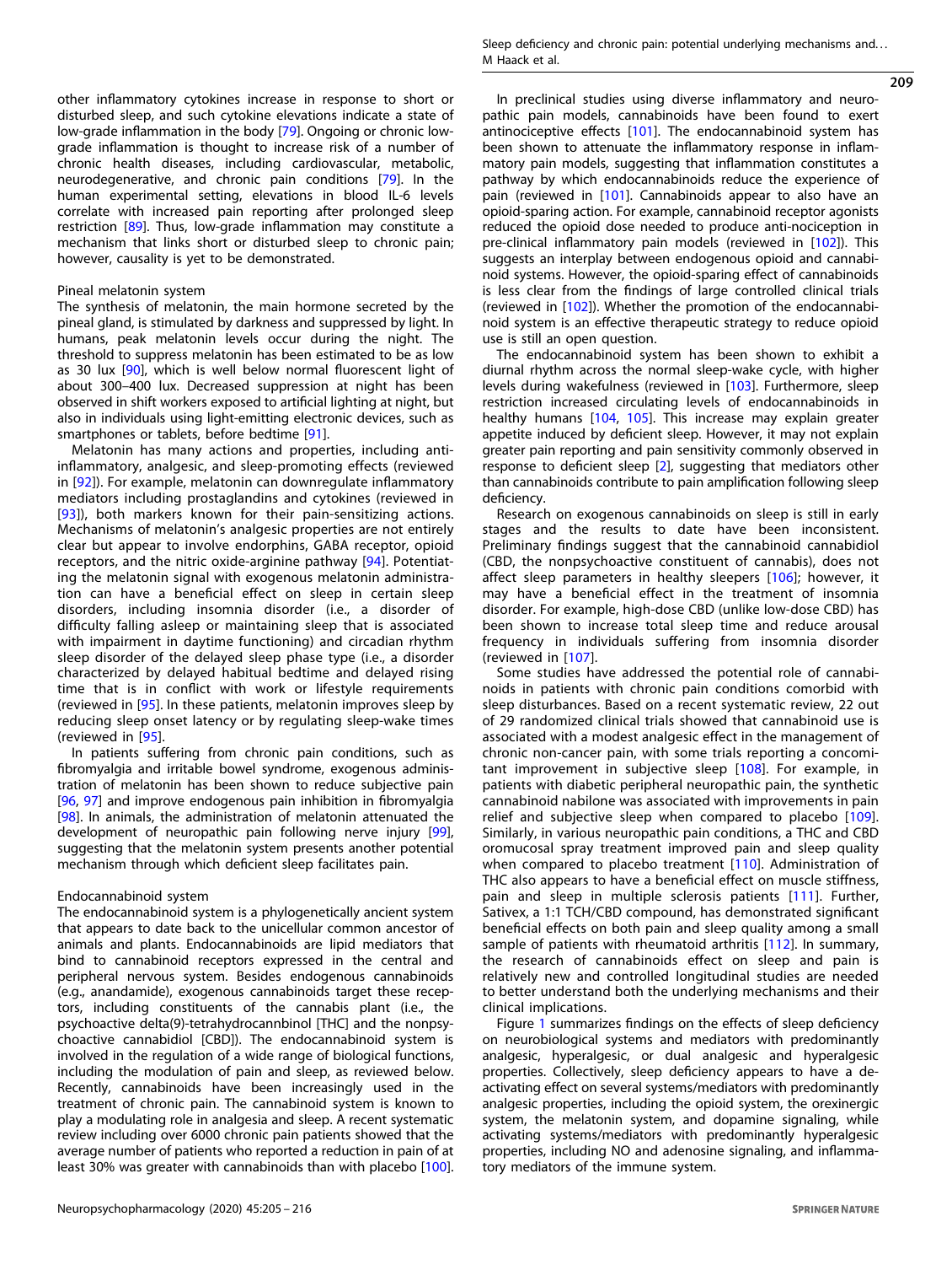other inflammatory cytokines increase in response to short or disturbed sleep, and such cytokine elevations indicate a state of low-grade inflammation in the body [79]. Ongoing or chronic low-grade inflammation is thought to increase risk of a number of chronic health diseases, including cardiovascular, metabolic, neurodegenerative, and chronic pain conditions [79]. In the human experimental setting, elevations in blood IL-6 levels correlate with increased pain reporting after prolonged sleep restriction [89]. Thus, low-grade inflammation may constitute a mechanism that links short or disturbed sleep to chronic pain; however, causality is yet to be demonstrated.

### Pineal melatonin system

The synthesis of melatonin, the main hormone secreted by the pineal gland, is stimulated by darkness and suppressed by light. In humans, peak melatonin levels occur during the night. The threshold to suppress melatonin has been estimated to be as low as 30 lux [90], which is well below normal fluorescent light of about 300–400 lux. Decreased suppression at night has been observed in shift workers exposed to artificial lighting at night, but also in individuals using light-emitting electronic devices, such as smartphones or tablets, before bedtime [91].

Melatonin has many actions and properties, including anti-inflammatory, analgesic, and sleep-promoting effects (reviewed in [92]). For example, melatonin can downregulate inflammatory mediators including prostaglandins and cytokines (reviewed in [93]), both markers known for their pain-sensitizing actions. Mechanisms of melatonin's analgesic properties are not entirely clear but appear to involve endorphins, GABA receptor, opioid receptors, and the nitric oxide-arginine pathway [94]. Potentiating the melatonin signal with exogenous melatonin administration can have a beneficial effect on sleep in certain sleep disorders, including insomnia disorder (i.e., a disorder of difficulty falling asleep or maintaining sleep that is associated with impairment in daytime functioning) and circadian rhythm sleep disorder of the delayed sleep phase type (i.e., a disorder characterized by delayed habitual bedtime and delayed rising time that is in conflict with work or lifestyle requirements (reviewed in [95]. In these patients, melatonin improves sleep by reducing sleep onset latency or by regulating sleep-wake times (reviewed in [95].

In patients suffering from chronic pain conditions, such as fibromyalgia and irritable bowel syndrome, exogenous administration of melatonin has been shown to reduce subjective pain [96, 97] and improve endogenous pain inhibition in fibromyalgia [98]. In animals, the administration of melatonin attenuated the development of neuropathic pain following nerve injury [99], suggesting that the melatonin system presents another potential mechanism through which deficient sleep facilitates pain.

### Endocannabinoid system

The endocannabinoid system is a phylogenetically ancient system that appears to date back to the unicellular common ancestor of animals and plants. Endocannabinoids are lipid mediators that bind to cannabinoid receptors expressed in the central and peripheral nervous system. Besides endogenous cannabinoids (e.g., anandamide), exogenous cannabinoids target these receptors, including constituents of the cannabis plant (i.e., the psychoactive delta(9)-tetrahydrocannbinol [THC] and the nonpsychoactive cannabidiol [CBD]). The endocannabinoid system is involved in the regulation of a wide range of biological functions, including the modulation of pain and sleep, as reviewed below. Recently, cannabinoids have been increasingly used in the treatment of chronic pain. The cannabinoid system is known to play a modulating role in analgesia and sleep. A recent systematic review including over 6000 chronic pain patients showed that the average number of patients who reported a reduction in pain of at least 30% was greater with cannabinoids than with placebo [100].

In preclinical studies using diverse inflammatory and neuropathic pain models, cannabinoids have been found to exert antinociceptive effects [101]. The endocannabinoid system has been shown to attenuate the inflammatory response in inflammatory pain models, suggesting that inflammation constitutes a pathway by which endocannabinoids reduce the experience of pain (reviewed in [101]. Cannabinoids appear to also have an opioid-sparing action. For example, cannabinoid receptor agonists reduced the opioid dose needed to produce anti-nociception in pre-clinical inflammatory pain models (reviewed in [102]). This suggests an interplay between endogenous opioid and cannabinoid systems. However, the opioid-sparing effect of cannabinoids is less clear from the findings of large controlled clinical trials (reviewed in [102]). Whether the promotion of the endocannabinoid system is an effective therapeutic strategy to reduce opioid use is still an open question.

The endocannabinoid system has been shown to exhibit a diurnal rhythm across the normal sleep-wake cycle, with higher levels during wakefulness (reviewed in [103]. Furthermore, sleep restriction increased circulating levels of endocannabinoids in healthy humans [104, 105]. This increase may explain greater appetite induced by deficient sleep. However, it may not explain greater pain reporting and pain sensitivity commonly observed in response to deficient sleep [2], suggesting that mediators other than cannabinoids contribute to pain amplification following sleep deficiency.

Research on exogenous cannabinoids on sleep is still in early stages and the results to date have been inconsistent. Preliminary findings suggest that the cannabinoid cannabidiol (CBD, the nonpsychoactive constituent of cannabis), does not affect sleep parameters in healthy sleepers [106]; however, it may have a beneficial effect in the treatment of insomnia disorder. For example, high-dose CBD (unlike low-dose CBD) has been shown to increase total sleep time and reduce arousal frequency in individuals suffering from insomnia disorder (reviewed in [107].

Some studies have addressed the potential role of cannabinoids in patients with chronic pain conditions comorbid with sleep disturbances. Based on a recent systematic review, 22 out of 29 randomized clinical trials showed that cannabinoid use is associated with a modest analgesic effect in the management of chronic non-cancer pain, with some trials reporting a concomitant improvement in subjective sleep [108]. For example, in patients with diabetic peripheral neuropathic pain, the synthetic cannabinoid nabilone was associated with improvements in pain relief and subjective sleep when compared to placebo [109]. Similarly, in various neuropathic pain conditions, a THC and CBD oromucosal spray treatment improved pain and sleep quality when compared to placebo treatment [110]. Administration of THC also appears to have a beneficial effect on muscle stiffness, pain and sleep in multiple sclerosis patients [111]. Further, Sativex, a 1:1 TCH/CBD compound, has demonstrated significant beneficial effects on both pain and sleep quality among a small sample of patients with rheumatoid arthritis [112]. In summary, the research of cannabinoids effect on sleep and pain is relatively new and controlled longitudinal studies are needed to better understand both the underlying mechanisms and their clinical implications.

Figure 1 summarizes findings on the effects of sleep deficiency on neurobiological systems and mediators with predominantly analgesic, hyperalgesic, or dual analgesic and hyperalgesic properties. Collectively, sleep deficiency appears to have a deactivating effect on several systems/mediators with predominantly analgesic properties, including the opioid system, the orexinergic system, the melatonin system, and dopamine signaling, while activating systems/mediators with predominantly hyperalgesic properties, including NO and adenosine signaling, and inflammatory mediators of the immune system.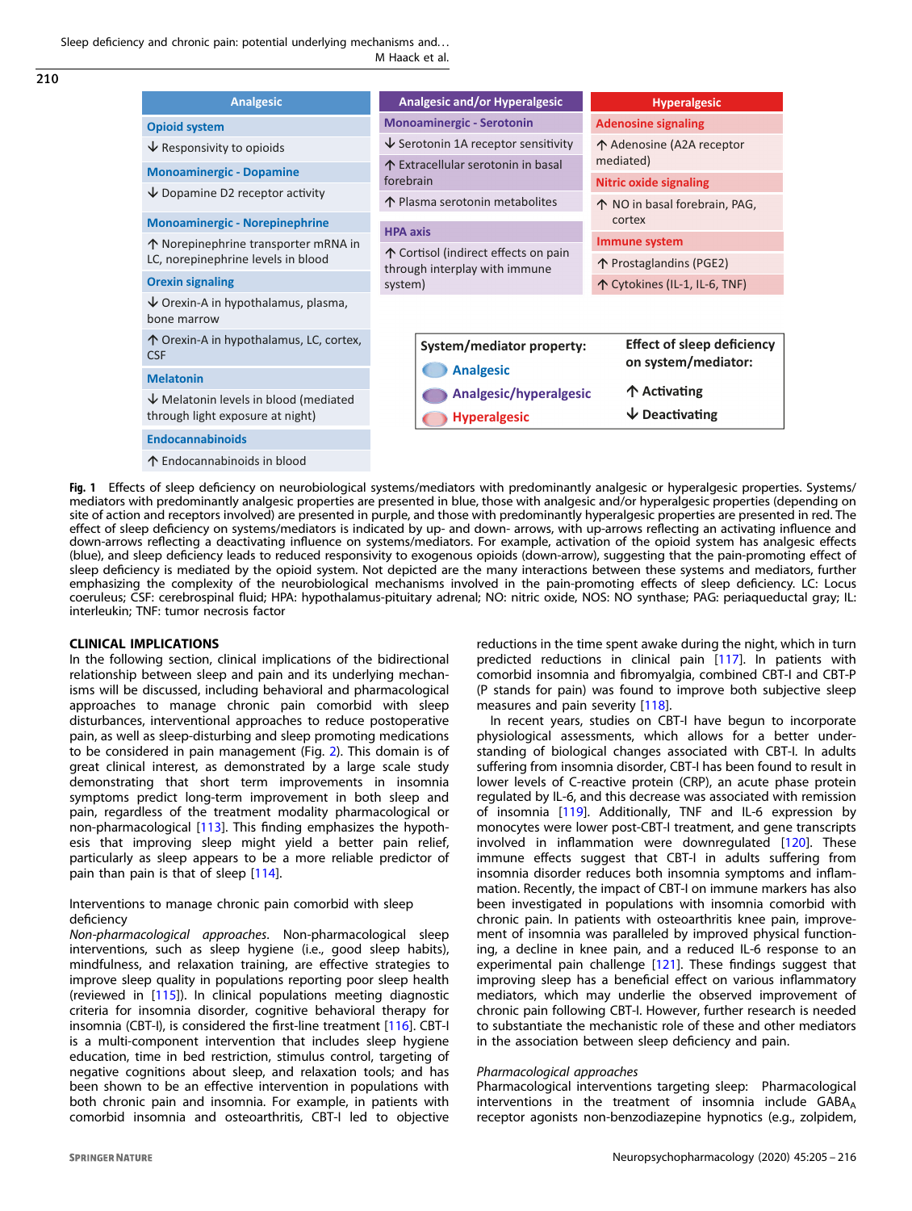| Analgesic | Analgesic and/or Hyperalgesic | Hyperalgesic |
|---|---|---|
| **Opioid system** | **Monoaminergic - Serotonin** | **Adenosine signaling** |
| ↓ Responsivity to opioids | ↓ Serotonin 1A receptor sensitivity | ↑ Adenosine (A2A receptor mediated) |
| **Monoaminergic - Dopamine** | ↑ Extracellular serotonin in basal forebrain | **Nitric oxide signaling** |
| ↓ Dopamine D2 receptor activity | ↑ Plasma serotonin metabolites | ↑ NO in basal forebrain, PAG, cortex |
| **Monoaminergic - Norepinephrine** | **HPA axis** | **Immune system** |
| ↑ Norepinephrine transporter mRNA in LC, norepinephrine levels in blood | ↑ Cortisol (indirect effects on pain through interplay with immune system) | ↑ Prostaglandins (PGE2) |
| **Orexin signaling** | | ↑ Cytokines (IL-1, IL-6, TNF) |
| ↓ Orexin-A in hypothalamus, plasma, bone marrow | | |
| ↑ Orexin-A in hypothalamus, LC, cortex, CSF | | |
| **Melatonin** | | |
| ↓ Melatonin levels in blood (mediated through light exposure at night) | | |
| **Endocannabinoids** | | |
| ↑ Endocannabinoids in blood | | |

| System/mediator property: | Effect of sleep deficiency on system/mediator: |
|---|---|
| Analgesic | ↑ Activating |
| Analgesic/hyperalgesic | ↓ Deactivating |
| Hyperalgesic | |

**Fig. 1** Effects of sleep deficiency on neurobiological systems/mediators with predominantly analgesic or hyperalgesic properties. Systems/mediators with predominantly analgesic properties are presented in blue, those with analgesic and/or hyperalgesic properties (depending on site of action and receptors involved) are presented in purple, and those with predominantly hyperalgesic properties are presented in red. The effect of sleep deficiency on systems/mediators is indicated by up- and down- arrows, with up-arrows reflecting an activating influence and down-arrows reflecting a deactivating influence on systems/mediators. For example, activation of the opioid system has analgesic effects (blue), and sleep deficiency leads to reduced responsivity to exogenous opioids (down-arrow), suggesting that the pain-promoting effect of sleep deficiency is mediated by the opioid system. Not depicted are the many interactions between these systems and mediators, further emphasizing the complexity of the neurobiological mechanisms involved in the pain-promoting effects of sleep deficiency. LC: Locus coeruleus; CSF: cerebrospinal fluid; HPA: hypothalamus-pituitary adrenal; NO: nitric oxide, NOS: NO synthase; PAG: periaqueductal gray; IL: interleukin; TNF: tumor necrosis factor

## CLINICAL IMPLICATIONS

In the following section, clinical implications of the bidirectional relationship between sleep and pain and its underlying mechanisms will be discussed, including behavioral and pharmacological approaches to manage chronic pain comorbid with sleep disturbances, interventional approaches to reduce postoperative pain, as well as sleep-disturbing and sleep promoting medications to be considered in pain management (Fig. 2). This domain is of great clinical interest, as demonstrated by a large scale study demonstrating that short term improvements in insomnia symptoms predict long-term improvement in both sleep and pain, regardless of the treatment modality pharmacological or non-pharmacological [113]. This finding emphasizes the hypothesis that improving sleep might yield a better pain relief, particularly as sleep appears to be a more reliable predictor of pain than pain is that of sleep [114].

### Interventions to manage chronic pain comorbid with sleep deficiency

*Non-pharmacological approaches*. Non-pharmacological sleep interventions, such as sleep hygiene (i.e., good sleep habits), mindfulness, and relaxation training, are effective strategies to improve sleep quality in populations reporting poor sleep health (reviewed in [115]). In clinical populations meeting diagnostic criteria for insomnia disorder, cognitive behavioral therapy for insomnia (CBT-I), is considered the first-line treatment [116]. CBT-I is a multi-component intervention that includes sleep hygiene education, time in bed restriction, stimulus control, targeting of negative cognitions about sleep, and relaxation tools; and has been shown to be an effective intervention in populations with both chronic pain and insomnia. For example, in patients with comorbid insomnia and osteoarthritis, CBT-I led to objective reductions in the time spent awake during the night, which in turn predicted reductions in clinical pain [117]. In patients with comorbid insomnia and fibromyalgia, combined CBT-I and CBT-P (P stands for pain) was found to improve both subjective sleep measures and pain severity [118].

In recent years, studies on CBT-I have begun to incorporate physiological assessments, which allows for a better understanding of biological changes associated with CBT-I. In adults suffering from insomnia disorder, CBT-I has been found to result in lower levels of C-reactive protein (CRP), an acute phase protein regulated by IL-6, and this decrease was associated with remission of insomnia [119]. Additionally, TNF and IL-6 expression by monocytes were lower post-CBT-I treatment, and gene transcripts involved in inflammation were downregulated [120]. These immune effects suggest that CBT-I in adults suffering from insomnia disorder reduces both insomnia symptoms and inflammation. Recently, the impact of CBT-I on immune markers has also been investigated in populations with insomnia comorbid with chronic pain. In patients with osteoarthritis knee pain, improvement of insomnia was paralleled by improved physical functioning, a decline in knee pain, and a reduced IL-6 response to an experimental pain challenge [121]. These findings suggest that improving sleep has a beneficial effect on various inflammatory mediators, which may underlie the observed improvement of chronic pain following CBT-I. However, further research is needed to substantiate the mechanistic role of these and other mediators in the association between sleep deficiency and pain.

*Pharmacological approaches*

Pharmacological interventions targeting sleep: Pharmacological interventions in the treatment of insomnia include $GABA_A$ receptor agonists non-benzodiazepine hypnotics (e.g., zolpidem,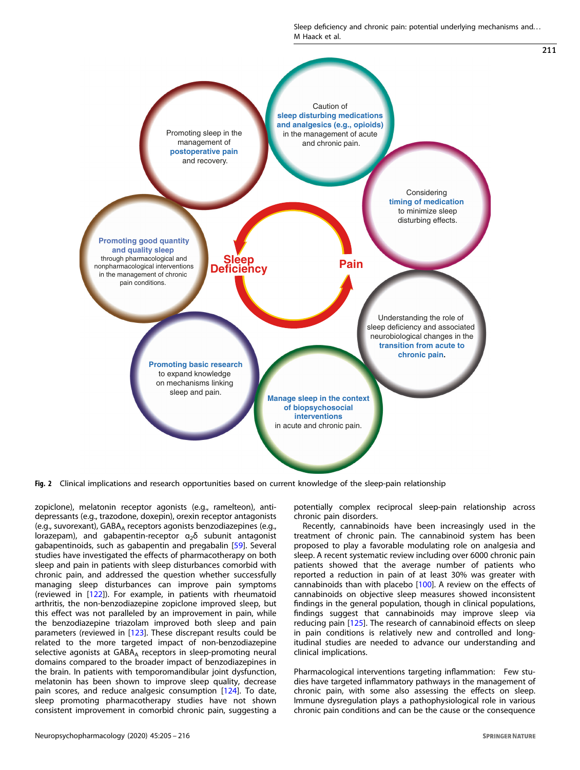Fig. 2 Clinical implications and research opportunities based on current knowledge of the sleep-pain relationship

zopiclone), melatonin receptor agonists (e.g., ramelteon), antidepressants (e.g., trazodone, doxepin), orexin receptor antagonists (e.g., suvorexant), $GABA_A$ receptors agonists benzodiazepines (e.g., lorazepam), and gabapentin-receptor $\alpha_2\delta$ subunit antagonist gabapentinoids, such as gabapentin and pregabalin [59]. Several studies have investigated the effects of pharmacotherapy on both sleep and pain in patients with sleep disturbances comorbid with chronic pain, and addressed the question whether successfully managing sleep disturbances can improve pain symptoms (reviewed in [122]). For example, in patients with rheumatoid arthritis, the non-benzodiazepine zopiclone improved sleep, but this effect was not paralleled by an improvement in pain, while the benzodiazepine triazolam improved both sleep and pain parameters (reviewed in [123]. These discrepant results could be related to the more targeted impact of non-benzodiazepine selective agonists at $GABA_A$ receptors in sleep-promoting neural domains compared to the broader impact of benzodiazepines in the brain. In patients with temporomandibular joint dysfunction, melatonin has been shown to improve sleep quality, decrease pain scores, and reduce analgesic consumption [124]. To date, sleep promoting pharmacotherapy studies have not shown consistent improvement in comorbid chronic pain, suggesting a potentially complex reciprocal sleep-pain relationship across chronic pain disorders.

Recently, cannabinoids have been increasingly used in the treatment of chronic pain. The cannabinoid system has been proposed to play a favorable modulating role on analgesia and sleep. A recent systematic review including over 6000 chronic pain patients showed that the average number of patients who reported a reduction in pain of at least 30% was greater with cannabinoids than with placebo [100]. A review on the effects of cannabinoids on objective sleep measures showed inconsistent findings in the general population, though in clinical populations, findings suggest that cannabinoids may improve sleep via reducing pain [125]. The research of cannabinoid effects on sleep in pain conditions is relatively new and controlled and longitudinal studies are needed to advance our understanding and clinical implications.

*Pharmacological interventions targeting inflammation:* Few studies have targeted inflammatory pathways in the management of chronic pain, with some also assessing the effects on sleep. Immune dysregulation plays a pathophysiological role in various chronic pain conditions and can be the cause or the consequence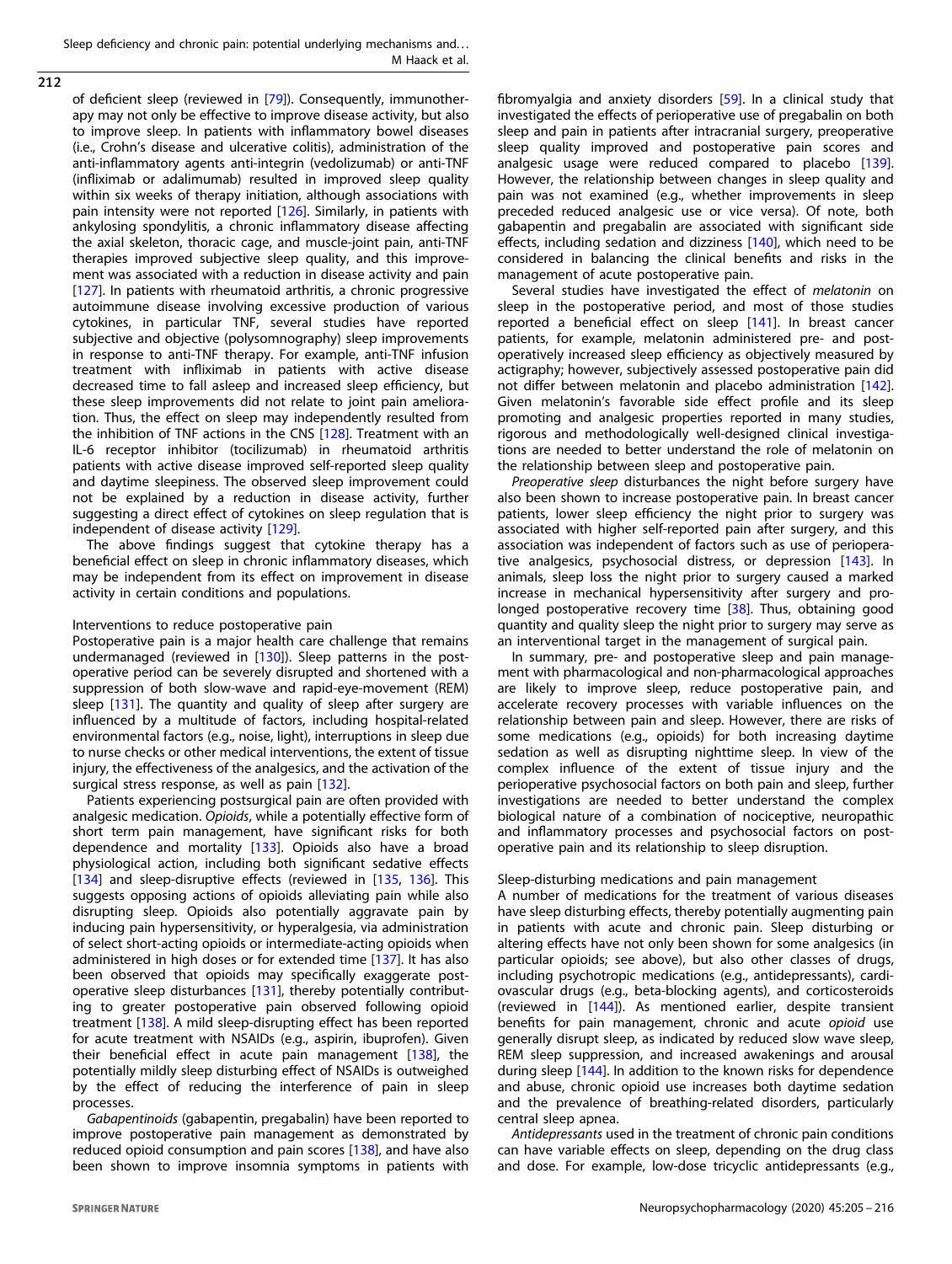of deficient sleep (reviewed in [79]). Consequently, immunotherapy may not only be effective to improve disease activity, but also to improve sleep. In patients with inflammatory bowel diseases (i.e., Crohn's disease and ulcerative colitis), administration of the anti-inflammatory agents anti-integrin (vedolizumab) or anti-TNF (infliximab or adalimumab) resulted in improved sleep quality within six weeks of therapy initiation, although associations with pain intensity were not reported [126]. Similarly, in patients with ankylosing spondylitis, a chronic inflammatory disease affecting the axial skeleton, thoracic cage, and muscle-joint pain, anti-TNF therapies improved subjective sleep quality, and this improvement was associated with a reduction in disease activity and pain [127]. In patients with rheumatoid arthritis, a chronic progressive autoimmune disease involving excessive production of various cytokines, in particular TNF, several studies have reported subjective and objective (polysomnography) sleep improvements in response to anti-TNF therapy. For example, anti-TNF infusion treatment with infliximab in patients with active disease decreased time to fall asleep and increased sleep efficiency, but these sleep improvements did not relate to joint pain amelioration. Thus, the effect on sleep may independently resulted from the inhibition of TNF actions in the CNS [128]. Treatment with an IL-6 receptor inhibitor (tocilizumab) in rheumatoid arthritis patients with active disease improved self-reported sleep quality and daytime sleepiness. The observed sleep improvement could not be explained by a reduction in disease activity, further suggesting a direct effect of cytokines on sleep regulation that is independent of disease activity [129].

The above findings suggest that cytokine therapy has a beneficial effect on sleep in chronic inflammatory diseases, which may be independent from its effect on improvement in disease activity in certain conditions and populations.

Interventions to reduce postoperative pain

Postoperative pain is a major health care challenge that remains undermanaged (reviewed in [130]). Sleep patterns in the postoperative period can be severely disrupted and shortened with a suppression of both slow-wave and rapid-eye-movement (REM) sleep [131]. The quantity and quality of sleep after surgery are influenced by a multitude of factors, including hospital-related environmental factors (e.g., noise, light), interruptions in sleep due to nurse checks or other medical interventions, the extent of tissue injury, the effectiveness of the analgesics, and the activation of the surgical stress response, as well as pain [132].

Patients experiencing postsurgical pain are often provided with analgesic medication. *Opioids*, while a potentially effective form of short term pain management, have significant risks for both dependence and mortality [133]. Opioids also have a broad physiological action, including both significant sedative effects [134] and sleep-disruptive effects (reviewed in [135, 136]). This suggests opposing actions of opioids alleviating pain while also disrupting sleep. Opioids also potentially aggravate pain by inducing pain hypersensitivity, or hyperalgesia, via administration of select short-acting opioids or intermediate-acting opioids when administered in high doses or for extended time [137]. It has also been observed that opioids may specifically exaggerate postoperative sleep disturbances [131], thereby potentially contributing to greater postoperative pain observed following opioid treatment [138]. A mild sleep-disrupting effect has been reported for acute treatment with NSAIDs (e.g., aspirin, ibuprofen). Given their beneficial effect in acute pain management [138], the potentially mildly sleep disturbing effect of NSAIDs is outweighed by the effect of reducing the interference of pain in sleep processes.

*Gabapentinoids* (gabapentin, pregabalin) have been reported to improve postoperative pain management as demonstrated by reduced opioid consumption and pain scores [138], and have also been shown to improve insomnia symptoms in patients with fibromyalgia and anxiety disorders [59]. In a clinical study that investigated the effects of perioperative use of pregabalin on both sleep and pain in patients after intracranial surgery, preoperative sleep quality improved and postoperative pain scores and analgesic usage were reduced compared to placebo [139]. However, the relationship between changes in sleep quality and pain was not examined (e.g., whether improvements in sleep preceded reduced analgesic use or vice versa). Of note, both gabapentin and pregabalin are associated with significant side effects, including sedation and dizziness [140], which need to be considered in balancing the clinical benefits and risks in the management of acute postoperative pain.

Several studies have investigated the effect of *melatonin* on sleep in the postoperative period, and most of those studies reported a beneficial effect on sleep [141]. In breast cancer patients, for example, melatonin administered pre- and postoperatively increased sleep efficiency as objectively measured by actigraphy; however, subjectively assessed postoperative pain did not differ between melatonin and placebo administration [142]. Given melatonin's favorable side effect profile and its sleep promoting and analgesic properties reported in many studies, rigorous and methodologically well-designed clinical investigations are needed to better understand the role of melatonin on the relationship between sleep and postoperative pain.

*Preoperative sleep* disturbances the night before surgery have also been shown to increase postoperative pain. In breast cancer patients, lower sleep efficiency the night prior to surgery was associated with higher self-reported pain after surgery, and this association was independent of factors such as use of perioperative analgesics, psychosocial distress, or depression [143]. In animals, sleep loss the night prior to surgery caused a marked increase in mechanical hypersensitivity after surgery and prolonged postoperative recovery time [38]. Thus, obtaining good quantity and quality sleep the night prior to surgery may serve as an interventional target in the management of surgical pain.

In summary, pre- and postoperative sleep and pain management with pharmacological and non-pharmacological approaches are likely to improve sleep, reduce postoperative pain, and accelerate recovery processes with variable influences on the relationship between pain and sleep. However, there are risks of some medications (e.g., opioids) for both increasing daytime sedation as well as disrupting nighttime sleep. In view of the complex influence of the extent of tissue injury and the perioperative psychosocial factors on both pain and sleep, further investigations are needed to better understand the complex biological nature of a combination of nociceptive, neuropathic and inflammatory processes and psychosocial factors on postoperative pain and its relationship to sleep disruption.

Sleep-disturbing medications and pain management

A number of medications for the treatment of various diseases have sleep disturbing effects, thereby potentially augmenting pain in patients with acute and chronic pain. Sleep disturbing or altering effects have not only been shown for some analgesics (in particular opioids; see above), but also other classes of drugs, including psychotropic medications (e.g., antidepressants), cardiovascular drugs (e.g., beta-blocking agents), and corticosteroids (reviewed in [144]). As mentioned earlier, despite transient benefits for pain management, chronic and acute *opioid* use generally disrupt sleep, as indicated by reduced slow wave sleep, REM sleep suppression, and increased awakenings and arousal during sleep [144]. In addition to the known risks for dependence and abuse, chronic opioid use increases both daytime sedation and the prevalence of breathing-related disorders, particularly central sleep apnea.

*Antidepressants* used in the treatment of chronic pain conditions can have variable effects on sleep, depending on the drug class and dose. For example, low-dose tricyclic antidepressants (e.g.,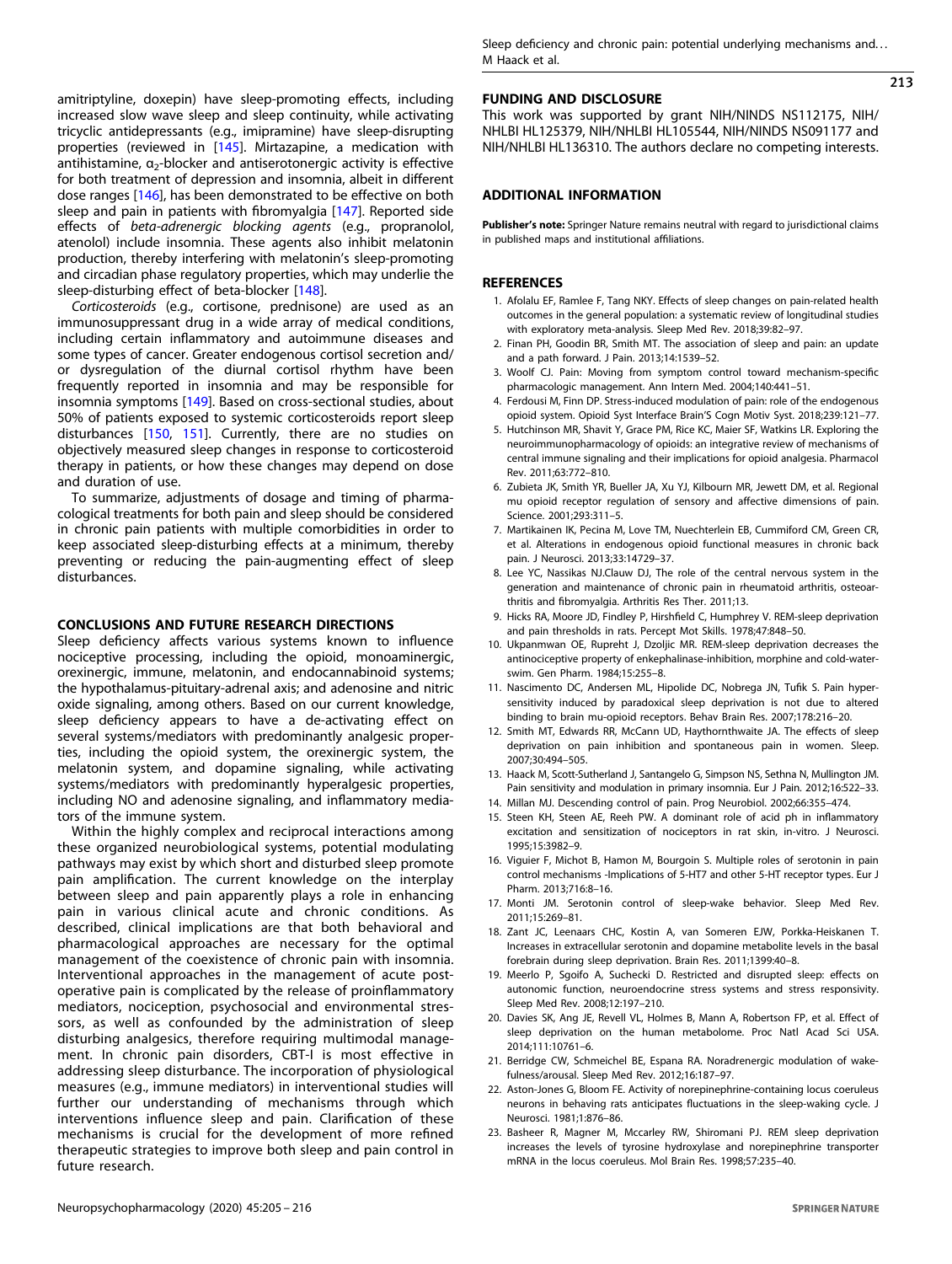amitriptyline, doxepin) have sleep-promoting effects, including increased slow wave sleep and sleep continuity, while activating tricyclic antidepressants (e.g., imipramine) have sleep-disrupting properties (reviewed in [145]. Mirtazapine, a medication with antihistamine, $\alpha_2$-blocker and antiserotonergic activity is effective for both treatment of depression and insomnia, albeit in different dose ranges [146], has been demonstrated to be effective on both sleep and pain in patients with fibromyalgia [147]. Reported side effects of *beta-adrenergic blocking agents* (e.g., propranolol, atenolol) include insomnia. These agents also inhibit melatonin production, thereby interfering with melatonin's sleep-promoting and circadian phase regulatory properties, which may underlie the sleep-disturbing effect of beta-blocker [148].

*Corticosteroids* (e.g., cortisone, prednisone) are used as an immunosuppressant drug in a wide array of medical conditions, including certain inflammatory and autoimmune diseases and some types of cancer. Greater endogenous cortisol secretion and/or dysregulation of the diurnal cortisol rhythm have been frequently reported in insomnia and may be responsible for insomnia symptoms [149]. Based on cross-sectional studies, about 50% of patients exposed to systemic corticosteroids report sleep disturbances [150, 151]. Currently, there are no studies on objectively measured sleep changes in response to corticosteroid therapy in patients, or how these changes may depend on dose and duration of use.

To summarize, adjustments of dosage and timing of pharmacological treatments for both pain and sleep should be considered in chronic pain patients with multiple comorbidities in order to keep associated sleep-disturbing effects at a minimum, thereby preventing or reducing the pain-augmenting effect of sleep disturbances.

## CONCLUSIONS AND FUTURE RESEARCH DIRECTIONS

Sleep deficiency affects various systems known to influence nociceptive processing, including the opioid, monoaminergic, orexinergic, immune, melatonin, and endocannabinoid systems; the hypothalamus-pituitary-adrenal axis; and adenosine and nitric oxide signaling, among others. Based on our current knowledge, sleep deficiency appears to have a de-activating effect on several systems/mediators with predominantly analgesic properties, including the opioid system, the orexinergic system, the melatonin system, and dopamine signaling, while activating systems/mediators with predominantly hyperalgesic properties, including NO and adenosine signaling, and inflammatory mediators of the immune system.

Within the highly complex and reciprocal interactions among these organized neurobiological systems, potential modulating pathways may exist by which short and disturbed sleep promote pain amplification. The current knowledge on the interplay between sleep and pain apparently plays a role in enhancing pain in various clinical acute and chronic conditions. As described, clinical implications are that both behavioral and pharmacological approaches are necessary for the optimal management of the coexistence of chronic pain with insomnia. Interventional approaches in the management of acute postoperative pain is complicated by the release of proinflammatory mediators, nociception, psychosocial and environmental stressors, as well as confounded by the administration of sleep disturbing analgesics, therefore requiring multimodal management. In chronic pain disorders, CBT-I is most effective in addressing sleep disturbance. The incorporation of physiological measures (e.g., immune mediators) in interventional studies will further our understanding of mechanisms through which interventions influence sleep and pain. Clarification of these mechanisms is crucial for the development of more refined therapeutic strategies to improve both sleep and pain control in future research.

## FUNDING AND DISCLOSURE

This work was supported by grant NIH/NINDS NS112175, NIH/NHLBI HL125379, NIH/NHLBI HL105544, NIH/NINDS NS091177 and NIH/NHLBI HL136310. The authors declare no competing interests.

## ADDITIONAL INFORMATION

**Publisher's note:** Springer Nature remains neutral with regard to jurisdictional claims in published maps and institutional affiliations.

## REFERENCES

1. Afolalu EF, Ramlee F, Tang NKY. Effects of sleep changes on pain-related health outcomes in the general population: a systematic review of longitudinal studies with exploratory meta-analysis. Sleep Med Rev. 2018;39:82–97.
2. Finan PH, Goodin BR, Smith MT. The association of sleep and pain: an update and a path forward. J Pain. 2013;14:1539–52.
3. Woolf CJ. Pain: Moving from symptom control toward mechanism-specific pharmacologic management. Ann Intern Med. 2004;140:441–51.
4. Ferdousi M, Finn DP. Stress-induced modulation of pain: role of the endogenous opioid system. Opioid Syst Interface Brain'S Cogn Motiv Syst. 2018;239:121–77.
5. Hutchinson MR, Shavit Y, Grace PM, Rice KC, Maier SF, Watkins LR. Exploring the neuroimmunopharmacology of opioids: an integrative review of mechanisms of central immune signaling and their implications for opioid analgesia. Pharmacol Rev. 2011;63:772–810.
6. Zubieta JK, Smith YR, Bueller JA, Xu YJ, Kilbourn MR, Jewett DM, et al. Regional mu opioid receptor regulation of sensory and affective dimensions of pain. Science. 2001;293:311–5.
7. Martikainen IK, Pecina M, Love TM, Nuechterlein EB, Cummiford CM, Green CR, et al. Alterations in endogenous opioid functional measures in chronic back pain. J Neurosci. 2013;33:14729–37.
8. Lee YC, Nassikas NJ.Clauw DJ, The role of the central nervous system in the generation and maintenance of chronic pain in rheumatoid arthritis, osteoarthritis and fibromyalgia. Arthritis Res Ther. 2011;13.
9. Hicks RA, Moore JD, Findley P, Hirshfield C, Humphrey V. REM-sleep deprivation and pain thresholds in rats. Percept Mot Skills. 1978;47:848–50.
10. Ukpanmwan OE, Rupreht J, Dzoljic MR. REM-sleep deprivation decreases the antinociceptive property of enkephalinase-inhibition, morphine and cold-water-swim. Gen Pharm. 1984;15:255–8.
11. Nascimento DC, Andersen ML, Hipolide DC, Nobrega JN, Tufik S. Pain hypersensitivity induced by paradoxical sleep deprivation is not due to altered binding to brain mu-opioid receptors. Behav Brain Res. 2007;178:216–20.
12. Smith MT, Edwards RR, McCann UD, Haythornthwaite JA. The effects of sleep deprivation on pain inhibition and spontaneous pain in women. Sleep. 2007;30:494–505.
13. Haack M, Scott-Sutherland J, Santangelo G, Simpson NS, Sethna N, Mullington JM. Pain sensitivity and modulation in primary insomnia. Eur J Pain. 2012;16:522–33.
14. Millan MJ. Descending control of pain. Prog Neurobiol. 2002;66:355–474.
15. Steen KH, Steen AE, Reeh PW. A dominant role of acid ph in inflammatory excitation and sensitization of nociceptors in rat skin, in-vitro. J Neurosci. 1995;15:3982–9.
16. Viguier F, Michot B, Hamon M, Bourgoin S. Multiple roles of serotonin in pain control mechanisms -Implications of 5-HT7 and other 5-HT receptor types. Eur J Pharm. 2013;716:8–16.
17. Monti JM. Serotonin control of sleep-wake behavior. Sleep Med Rev. 2011;15:269–81.
18. Zant JC, Leenaars CHC, Kostin A, van Someren EJW, Porkka-Heiskanen T. Increases in extracellular serotonin and dopamine metabolite levels in the basal forebrain during sleep deprivation. Brain Res. 2011;1399:40–8.
19. Meerlo P, Sgoifo A, Suchecki D. Restricted and disrupted sleep: effects on autonomic function, neuroendocrine stress systems and stress responsivity. Sleep Med Rev. 2008;12:197–210.
20. Davies SK, Ang JE, Revell VL, Holmes B, Mann A, Robertson FP, et al. Effect of sleep deprivation on the human metabolome. Proc Natl Acad Sci USA. 2014;111:10761–6.
21. Berridge CW, Schmeichel BE, Espana RA. Noradrenergic modulation of wakefulness/arousal. Sleep Med Rev. 2012;16:187–97.
22. Aston-Jones G, Bloom FE. Activity of norepinephrine-containing locus coeruleus neurons in behaving rats anticipates fluctuations in the sleep-waking cycle. J Neurosci. 1981;1:876–86.
23. Basheer R, Magner M, Mccarley RW, Shiromani PJ. REM sleep deprivation increases the levels of tyrosine hydroxylase and norepinephrine transporter mRNA in the locus coeruleus. Mol Brain Res. 1998;57:235–40.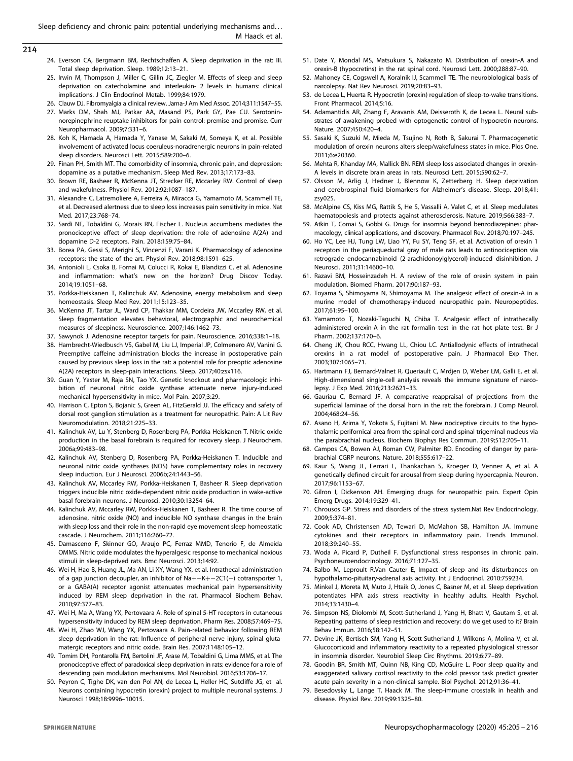24. Everson CA, Bergmann BM, Rechtschaffen A. Sleep deprivation in the rat: III. Total sleep deprivation. Sleep. 1989;12:13–21.
25. Irwin M, Thompson J, Miller C, Gillin JC, Ziegler M. Effects of sleep and sleep deprivation on catecholamine and interleukin- 2 levels in humans: clinical implications. J Clin Endocrinol Metab. 1999;84:1979.
26. Clauw DJ. Fibromyalgia a clinical review. Jama-J Am Med Assoc. 2014;311:1547–55.
27. Marks DM, Shah MJ, Patkar AA, Masand PS, Park GY, Pae CU. Serotonin-norepinephrine reuptake inhibitors for pain control: premise and promise. Curr Neuropharmacol. 2009;7:331–6.
28. Koh K, Hamada A, Hamada Y, Yanase M, Sakaki M, Someya K, et al. Possible involvement of activated locus coeruleus-noradrenergic neurons in pain-related sleep disorders. Neurosci Lett. 2015;589:200–6.
29. Finan PH, Smith MT. The comorbidity of insomnia, chronic pain, and depression: dopamine as a putative mechanism. Sleep Med Rev. 2013;17:173–83.
30. Brown RE, Basheer R, McKenna JT, Strecker RE, Mccarley RW. Control of sleep and wakefulness. Physiol Rev. 2012;92:1087–187.
31. Alexandre C, Latremoliere A, Ferreira A, Miracca G, Yamamoto M, Scammell TE, et al. Decreased alertness due to sleep loss increases pain sensitivity in mice. Nat Med. 2017;23:768–74.
32. Sardi NF, Tobaldini G, Morais RN, Fischer L. Nucleus accumbens mediates the pronociceptive effect of sleep deprivation: the role of adenosine A(2A) and dopamine D-2 receptors. Pain. 2018;159:75–84.
33. Borea PA, Gessi S, Merighi S, Vincenzi F, Varani K. Pharmacology of adenosine receptors: the state of the art. Physiol Rev. 2018;98:1591–625.
34. Antonioli L, Csoka B, Fornai M, Colucci R, Kokai E, Blandizzi C, et al. Adenosine and inflammation: what's new on the horizon? Drug Discov Today. 2014;19:1051–68.
35. Porkka-Heiskanen T, Kalinchuk AV. Adenosine, energy metabolism and sleep homeostasis. Sleep Med Rev. 2011;15:123–35.
36. McKenna JT, Tartar JL, Ward CP, Thakkar MM, Cordeira JW, Mccarley RW, et al. Sleep fragmentation elevates behavioral, electrographic and neurochemical measures of sleepiness. Neuroscience. 2007;146:1462–73.
37. Sawynok J. Adenosine receptor targets for pain. Neuroscience. 2016;338:1–18.
38. Hambrecht-Wiedbusch VS, Gabel M, Liu LJ, Imperial JP, Colmenero AV, Vanini G. Preemptive caffeine administration blocks the increase in postoperative pain caused by previous sleep loss in the rat: a potential role for preoptic adenosine A(2A) receptors in sleep-pain interactions. Sleep. 2017;40:zsx116.
39. Guan Y, Yaster M, Raja SN, Tao YX. Genetic knockout and pharmacologic inhibition of neuronal nitric oxide synthase attenuate nerve injury-induced mechanical hypersensitivity in mice. Mol Pain. 2007;3:29.
40. Harrison C, Epton S, Bojanic S, Green AL, FitzGerald JJ. The efficacy and safety of dorsal root ganglion stimulation as a treatment for neuropathic. Pain: A Lit Rev Neuromodulation. 2018;21:225–33.
41. Kalinchuk AV, Lu Y, Stenberg D, Rosenberg PA, Porkka-Heiskanen T. Nitric oxide production in the basal forebrain is required for recovery sleep. J Neurochem. 2006a;99:483–98.
42. Kalinchuk AV, Stenberg D, Rosenberg PA, Porkka-Heiskanen T. Inducible and neuronal nitric oxide synthases (NOS) have complementary roles in recovery sleep induction. Eur J Neurosci. 2006b;24:1443–56.
43. Kalinchuk AV, Mccarley RW, Porkka-Heiskanen T, Basheer R. Sleep deprivation triggers inducible nitric oxide-dependent nitric oxide production in wake-active basal forebrain neurons. J Neurosci. 2010;30:13254–64.
44. Kalinchuk AV, Mccarley RW, Porkka-Heiskanen T, Basheer R. The time course of adenosine, nitric oxide (NO) and inducible NO synthase changes in the brain with sleep loss and their role in the non-rapid eye movement sleep homeostatic cascade. J Neurochem. 2011;116:260–72.
45. Damasceno F, Skinner GO, Araujo PC, Ferraz MMD, Tenorio F, de Almeida OMMS. Nitric oxide modulates the hyperalgesic response to mechanical noxious stimuli in sleep-deprived rats. Bmc Neurosci. 2013;14:92.
46. Wei H, Hao B, Huang JL, Ma AN, Li XY, Wang YX, et al. Intrathecal administration of a gap junction decoupler, an inhibitor of Na+−K+−2C1(−) cotransporter 1, or a GABA(A) receptor agonist attenuates mechanical pain hypersensitivity induced by REM sleep deprivation in the rat. Pharmacol Biochem Behav. 2010;97:377–83.
47. Wei H, Ma A, Wang YX, Pertovaara A. Role of spinal 5-HT receptors in cutaneous hypersensitivity induced by REM sleep deprivation. Pharm Res. 2008;57:469–75.
48. Wei H, Zhao WJ, Wang YX, Pertovaara A. Pain-related behavior following REM sleep deprivation in the rat: Influence of peripheral nerve injury, spinal glutamatergic receptors and nitric oxide. Brain Res. 2007;1148:105–12.
49. Tomim DH, Pontarolla FM, Bertolini JF, Arase M, Tobaldini G, Lima MMS, et al. The pronociceptive effect of paradoxical sleep deprivation in rats: evidence for a role of descending pain modulation mechanisms. Mol Neurobiol. 2016;53:1706–17.
50. Peyron C, Tighe DK, van den Pol AN, de Lecea L, Heller HC, Sutcliffe JG, et al. Neurons containing hypocretin (orexin) project to multiple neuronal systems. J Neurosci 1998;18:9996–10015.
51. Date Y, Mondal MS, Matsukura S, Nakazato M. Distribution of orexin-A and orexin-B (hypocretins) in the rat spinal cord. Neurosci Lett. 2000;288:87–90.
52. Mahoney CE, Cogswell A, Koralnik IJ, Scammell TE. The neurobiological basis of narcolepsy. Nat Rev Neurosci. 2019;20:83–93.
53. de Lecea L, Huerta R. Hypocretin (orexin) regulation of sleep-to-wake transitions. Front Pharmacol. 2014;5:16.
54. Adamantidis AR, Zhang F, Aravanis AM, Deisseroth K, de Lecea L. Neural substrates of awakening probed with optogenetic control of hypocretin neurons. Nature. 2007;450:420–4.
55. Sasaki K, Suzuki M, Mieda M, Tsujino N, Roth B, Sakurai T. Pharmacogenetic modulation of orexin neurons alters sleep/wakefulness states in mice. Plos One. 2011;6:e20360.
56. Mehta R, Khanday MA, Mallick BN. REM sleep loss associated changes in orexin-A levels in discrete brain areas in rats. Neurosci Lett. 2015;590:62–7.
57. Olsson M, Arlig J, Hedner J, Blennow K, Zetterberg H. Sleep deprivation and cerebrospinal fluid biomarkers for Alzheimer's disease. Sleep. 2018;41: zsy025.
58. McAlpine CS, Kiss MG, Rattik S, He S, Vassalli A, Valet C, et al. Sleep modulates haematopoiesis and protects against atherosclerosis. Nature. 2019;566:383–7.
59. Atkin T, Comai S, Gobbi G. Drugs for insomnia beyond benzodiazepines: pharmacology, clinical applications, and discovery. Pharmacol Rev. 2018;70:197–245.
60. Ho YC, Lee HJ, Tung LW, Liao YY, Fu SY, Teng SF, et al. Activation of orexin 1 receptors in the periaqueductal gray of male rats leads to antinociception via retrograde endocannabinoid (2-arachidonoylglycerol)-induced disinhibition. J Neurosci. 2011;31:14600–10.
61. Razavi BM, Hosseinzadeh H. A review of the role of orexin system in pain modulation. Biomed Pharm. 2017;90:187–93.
62. Toyama S, Shimoyama N, Shimoyama M. The analgesic effect of orexin-A in a murine model of chemotherapy-induced neuropathic pain. Neuropeptides. 2017;61:95–100.
63. Yamamoto T, Nozaki-Taguchi N, Chiba T. Analgesic effect of intrathecally administered orexin-A in the rat formalin test in the rat hot plate test. Br J Pharm. 2002;137:170–6.
64. Cheng JK, Chou RCC, Hwang LL, Chiou LC. Antiallodynic effects of intrathecal orexins in a rat model of postoperative pain. J Pharmacol Exp Ther. 2003;307:1065–71.
65. Hartmann FJ, Bernard-Valnet R, Queriault C, Mrdjen D, Weber LM, Galli E, et al. High-dimensional single-cell analysis reveals the immune signature of narcolepsy. J Exp Med. 2016;213:2621–33.
66. Gauriau C, Bernard JF. A comparative reappraisal of projections from the superficial laminae of the dorsal horn in the rat: the forebrain. J Comp Neurol. 2004;468:24–56.
67. Asano H, Arima Y, Yokota S, Fujitani M. New nociceptive circuits to the hypothalamic perifornical area from the spinal cord and spinal trigeminal nucleus via the parabrachial nucleus. Biochem Biophys Res Commun. 2019;512:705–11.
68. Campos CA, Bowen AJ, Roman CW, Palmiter RD. Encoding of danger by parabrachial CGRP neurons. Nature. 2018;555:617–22.
69. Kaur S, Wang JL, Ferrari L, Thankachan S, Kroeger D, Venner A, et al. A genetically defined circuit for arousal from sleep during hypercapnia. Neuron. 2017;96:1153–67.
70. Gilron I, Dickenson AH. Emerging drugs for neuropathic pain. Expert Opin Emerg Drugs. 2014;19:329–41.
71. Chrousos GP. Stress and disorders of the stress system.Nat Rev Endocrinology. 2009;5:374–81.
72. Cook AD, Christensen AD, Tewari D, McMahon SB, Hamilton JA. Immune cytokines and their receptors in inflammatory pain. Trends Immunol. 2018;39:240–55.
73. Woda A, Picard P, Dutheil F. Dysfunctional stress responses in chronic pain. Psychoneuroendocrinology. 2016;71:127–35.
74. Balbo M, Leproult R.Van Cauter E, Impact of sleep and its disturbances on hypothalamo-pituitary-adrenal axis activity. Int J Endocrinol. 2010:759234.
75. Minkel J, Moreta M, Muto J, Htaik O, Jones C, Basner M, et al. Sleep deprivation potentiates HPA axis stress reactivity in healthy adults. Health Psychol. 2014;33:1430–4.
76. Simpson NS, Diolombi M, Scott-Sutherland J, Yang H, Bhatt V, Gautam S, et al. Repeating patterns of sleep restriction and recovery: do we get used to it? Brain Behav Immun. 2016;58:142–51.
77. Devine JK, Bertisch SM, Yang H, Scott-Sutherland J, Wilkons A, Molina V, et al. Glucocorticoid and inflammatory reactivity to a repeated physiological stressor in insomnia disorder. Neurobiol Sleep Circ Rhythms. 2019;6:77–89.
78. Goodin BR, Smith MT, Quinn NB, King CD, McGuire L. Poor sleep quality and exaggerated salivary cortisol reactivity to the cold pressor task predict greater acute pain severity in a non-clinical sample. Biol Psychol. 2012;91:36–41.
79. Besedovsky L, Lange T, Haack M. The sleep-immune crosstalk in health and disease. Physiol Rev. 2019;99:1325–80.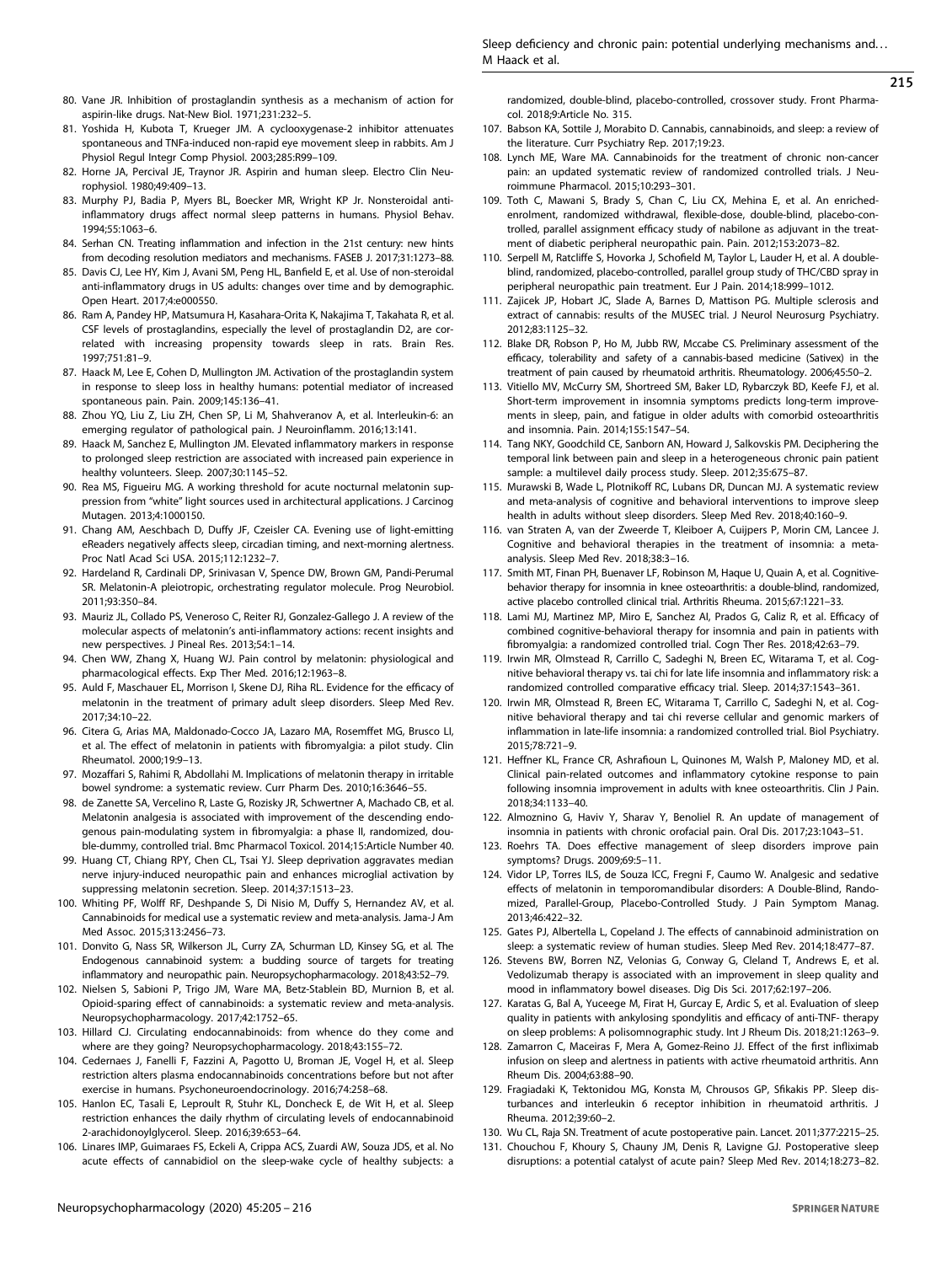80. Vane JR. Inhibition of prostaglandin synthesis as a mechanism of action for aspirin-like drugs. Nat-New Biol. 1971;231:232–5.
81. Yoshida H, Kubota T, Krueger JM. A cyclooxygenase-2 inhibitor attenuates spontaneous and TNFa-induced non-rapid eye movement sleep in rabbits. Am J Physiol Regul Integr Comp Physiol. 2003;285:R99–109.
82. Horne JA, Percival JE, Traynor JR. Aspirin and human sleep. Electro Clin Neurophysiol. 1980;49:409–13.
83. Murphy PJ, Badia P, Myers BL, Boecker MR, Wright KP Jr. Nonsteroidal anti-inflammatory drugs affect normal sleep patterns in humans. Physiol Behav. 1994;55:1063–6.
84. Serhan CN. Treating inflammation and infection in the 21st century: new hints from decoding resolution mediators and mechanisms. FASEB J. 2017;31:1273–88.
85. Davis CJ, Lee HY, Kim J, Avani SM, Peng HL, Banfield E, et al. Use of non-steroidal anti-inflammatory drugs in US adults: changes over time and by demographic. Open Heart. 2017;4:e000550.
86. Ram A, Pandey HP, Matsumura H, Kasahara-Orita K, Nakajima T, Takahata R, et al. CSF levels of prostaglandins, especially the level of prostaglandin D2, are correlated with increasing propensity towards sleep in rats. Brain Res. 1997;751:81–9.
87. Haack M, Lee E, Cohen D, Mullington JM. Activation of the prostaglandin system in response to sleep loss in healthy humans: potential mediator of increased spontaneous pain. Pain. 2009;145:136–41.
88. Zhou YQ, Liu Z, Liu ZH, Chen SP, Li M, Shahveranov A, et al. Interleukin-6: an emerging regulator of pathological pain. J Neuroinflamm. 2016;13:141.
89. Haack M, Sanchez E, Mullington JM. Elevated inflammatory markers in response to prolonged sleep restriction are associated with increased pain experience in healthy volunteers. Sleep. 2007;30:1145–52.
90. Rea MS, Figueiru MG. A working threshold for acute nocturnal melatonin suppression from "white" light sources used in architectural applications. J Carcinog Mutagen. 2013;4:1000150.
91. Chang AM, Aeschbach D, Duffy JF, Czeisler CA. Evening use of light-emitting eReaders negatively affects sleep, circadian timing, and next-morning alertness. Proc Natl Acad Sci USA. 2015;112:1232–7.
92. Hardeland R, Cardinali DP, Srinivasan V, Spence DW, Brown GM, Pandi-Perumal SR. Melatonin-A pleiotropic, orchestrating regulator molecule. Prog Neurobiol. 2011;93:350–84.
93. Mauriz JL, Collado PS, Veneroso C, Reiter RJ, Gonzalez-Gallego J. A review of the molecular aspects of melatonin's anti-inflammatory actions: recent insights and new perspectives. J Pineal Res. 2013;54:1–14.
94. Chen WW, Zhang X, Huang WJ. Pain control by melatonin: physiological and pharmacological effects. Exp Ther Med. 2016;12:1963–8.
95. Auld F, Maschauer EL, Morrison I, Skene DJ, Riha RL. Evidence for the efficacy of melatonin in the treatment of primary adult sleep disorders. Sleep Med Rev. 2017;34:10–22.
96. Citera G, Arias MA, Maldonado-Cocco JA, Lazaro MA, Rosemffet MG, Brusco LI, et al. The effect of melatonin in patients with fibromyalgia: a pilot study. Clin Rheumatol. 2000;19:9–13.
97. Mozaffari S, Rahimi R, Abdollahi M. Implications of melatonin therapy in irritable bowel syndrome: a systematic review. Curr Pharm Des. 2010;16:3646–55.
98. de Zanette SA, Vercelino R, Laste G, Rozisky JR, Schwertner A, Machado CB, et al. Melatonin analgesia is associated with improvement of the descending endogenous pain-modulating system in fibromyalgia: a phase II, randomized, double-dummy, controlled trial. Bmc Pharmacol Toxicol. 2014;15:Article Number 40.
99. Huang CT, Chiang RPY, Chen CL, Tsai YJ. Sleep deprivation aggravates median nerve injury-induced neuropathic pain and enhances microglial activation by suppressing melatonin secretion. Sleep. 2014;37:1513–23.
100. Whiting PF, Wolff RF, Deshpande S, Di Nisio M, Duffy S, Hernandez AV, et al. Cannabinoids for medical use a systematic review and meta-analysis. Jama-J Am Med Assoc. 2015;313:2456–73.
101. Donvito G, Nass SR, Wilkerson JL, Curry ZA, Schurman LD, Kinsey SG, et al. The Endogenous cannabinoid system: a budding source of targets for treating inflammatory and neuropathic pain. Neuropsychopharmacology. 2018;43:52–79.
102. Nielsen S, Sabioni P, Trigo JM, Ware MA, Betz-Stablein BD, Murnion B, et al. Opioid-sparing effect of cannabinoids: a systematic review and meta-analysis. Neuropsychopharmacology. 2017;42:1752–65.
103. Hillard CJ. Circulating endocannabinoids: from whence do they come and where are they going? Neuropsychopharmacology. 2018;43:155–72.
104. Cedernaes J, Fanelli F, Fazzini A, Pagotto U, Broman JE, Vogel H, et al. Sleep restriction alters plasma endocannabinoids concentrations before but not after exercise in humans. Psychoneuroendocrinology. 2016;74:258–68.
105. Hanlon EC, Tasali E, Leproult R, Stuhr KL, Doncheck E, de Wit H, et al. Sleep restriction enhances the daily rhythm of circulating levels of endocannabinoid 2-arachidonoylglycerol. Sleep. 2016;39:653–64.
106. Linares IMP, Guimaraes FS, Eckeli A, Crippa ACS, Zuardi AW, Souza JDS, et al. No acute effects of cannabidiol on the sleep-wake cycle of healthy subjects: a randomized, double-blind, placebo-controlled, crossover study. Front Pharmacol. 2018;9:Article No. 315.
107. Babson KA, Sottile J, Morabito D. Cannabis, cannabinoids, and sleep: a review of the literature. Curr Psychiatry Rep. 2017;19:23.
108. Lynch ME, Ware MA. Cannabinoids for the treatment of chronic non-cancer pain: an updated systematic review of randomized controlled trials. J Neuroimmune Pharmacol. 2015;10:293–301.
109. Toth C, Mawani S, Brady S, Chan C, Liu CX, Mehina E, et al. An enriched-enrolment, randomized withdrawal, flexible-dose, double-blind, placebo-controlled, parallel assignment efficacy study of nabilone as adjuvant in the treatment of diabetic peripheral neuropathic pain. Pain. 2012;153:2073–82.
110. Serpell M, Ratcliffe S, Hovorka J, Schofield M, Taylor L, Lauder H, et al. A double-blind, randomized, placebo-controlled, parallel group study of THC/CBD spray in peripheral neuropathic pain treatment. Eur J Pain. 2014;18:999–1012.
111. Zajicek JP, Hobart JC, Slade A, Barnes D, Mattison PG. Multiple sclerosis and extract of cannabis: results of the MUSEC trial. J Neurol Neurosurg Psychiatry. 2012;83:1125–32.
112. Blake DR, Robson P, Ho M, Jubb RW, Mccabe CS. Preliminary assessment of the efficacy, tolerability and safety of a cannabis-based medicine (Sativex) in the treatment of pain caused by rheumatoid arthritis. Rheumatology. 2006;45:50–2.
113. Vitiello MV, McCurry SM, Shortreed SM, Baker LD, Rybarczyk BD, Keefe FJ, et al. Short-term improvement in insomnia symptoms predicts long-term improvements in sleep, pain, and fatigue in older adults with comorbid osteoarthritis and insomnia. Pain. 2014;155:1547–54.
114. Tang NKY, Goodchild CE, Sanborn AN, Howard J, Salkovskis PM. Deciphering the temporal link between pain and sleep in a heterogeneous chronic pain patient sample: a multilevel daily process study. Sleep. 2012;35:675–87.
115. Murawski B, Wade L, Plotnikoff RC, Lubans DR, Duncan MJ. A systematic review and meta-analysis of cognitive and behavioral interventions to improve sleep health in adults without sleep disorders. Sleep Med Rev. 2018;40:160–9.
116. van Straten A, van der Zweerde T, Kleiboer A, Cuijpers P, Morin CM, Lancee J. Cognitive and behavioral therapies in the treatment of insomnia: a meta-analysis. Sleep Med Rev. 2018;38:3–16.
117. Smith MT, Finan PH, Buenaver LF, Robinson M, Haque U, Quain A, et al. Cognitive-behavior therapy for insomnia in knee osteoarthritis: a double-blind, randomized, active placebo controlled clinical trial. Arthritis Rheuma. 2015;67:1221–33.
118. Lami MJ, Martinez MP, Miro E, Sanchez AI, Prados G, Caliz R, et al. Efficacy of combined cognitive-behavioral therapy for insomnia and pain in patients with fibromyalgia: a randomized controlled trial. Cogn Ther Res. 2018;42:63–79.
119. Irwin MR, Olmstead R, Carrillo C, Sadeghi N, Breen EC, Witarama T, et al. Cognitive behavioral therapy vs. tai chi for late life insomnia and inflammatory risk: a randomized controlled comparative efficacy trial. Sleep. 2014;37:1543–361.
120. Irwin MR, Olmstead R, Breen EC, Witarama T, Carrillo C, Sadeghi N, et al. Cognitive behavioral therapy and tai chi reverse cellular and genomic markers of inflammation in late-life insomnia: a randomized controlled trial. Biol Psychiatry. 2015;78:721–9.
121. Heffner KL, France CR, Ashrafioun L, Quinones M, Walsh P, Maloney MD, et al. Clinical pain-related outcomes and inflammatory cytokine response to pain following insomnia improvement in adults with knee osteoarthritis. Clin J Pain. 2018;34:1133–40.
122. Almoznino G, Haviv Y, Sharav Y, Benoliel R. An update of management of insomnia in patients with chronic orofacial pain. Oral Dis. 2017;23:1043–51.
123. Roehrs TA. Does effective management of sleep disorders improve pain symptoms? Drugs. 2009;69:5–11.
124. Vidor LP, Torres ILS, de Souza ICC, Fregni F, Caumo W. Analgesic and sedative effects of melatonin in temporomandibular disorders: A Double-Blind, Randomized, Parallel-Group, Placebo-Controlled Study. J Pain Symptom Manag. 2013;46:422–32.
125. Gates PJ, Albertella L, Copeland J. The effects of cannabinoid administration on sleep: a systematic review of human studies. Sleep Med Rev. 2014;18:477–87.
126. Stevens BW, Borren NZ, Velonias G, Conway G, Cleland T, Andrews E, et al. Vedolizumab therapy is associated with an improvement in sleep quality and mood in inflammatory bowel diseases. Dig Dis Sci. 2017;62:197–206.
127. Karatas G, Bal A, Yuceege M, Firat H, Gurcay E, Ardic S, et al. Evaluation of sleep quality in patients with ankylosing spondylitis and efficacy of anti-TNF- therapy on sleep problems: A polisomnographic study. Int J Rheum Dis. 2018;21:1263–9.
128. Zamarron C, Maceiras F, Mera A, Gomez-Reino JJ. Effect of the first infliximab infusion on sleep and alertness in patients with active rheumatoid arthritis. Ann Rheum Dis. 2004;63:88–90.
129. Fragiadaki K, Tektonidou MG, Konsta M, Chrousos GP, Sfikakis PP. Sleep disturbances and interleukin 6 receptor inhibition in rheumatoid arthritis. J Rheuma. 2012;39:60–2.
130. Wu CL, Raja SN. Treatment of acute postoperative pain. Lancet. 2011;377:2215–25.
131. Chouchou F, Khoury S, Chauny JM, Denis R, Lavigne GJ. Postoperative sleep disruptions: a potential catalyst of acute pain? Sleep Med Rev. 2014;18:273–82.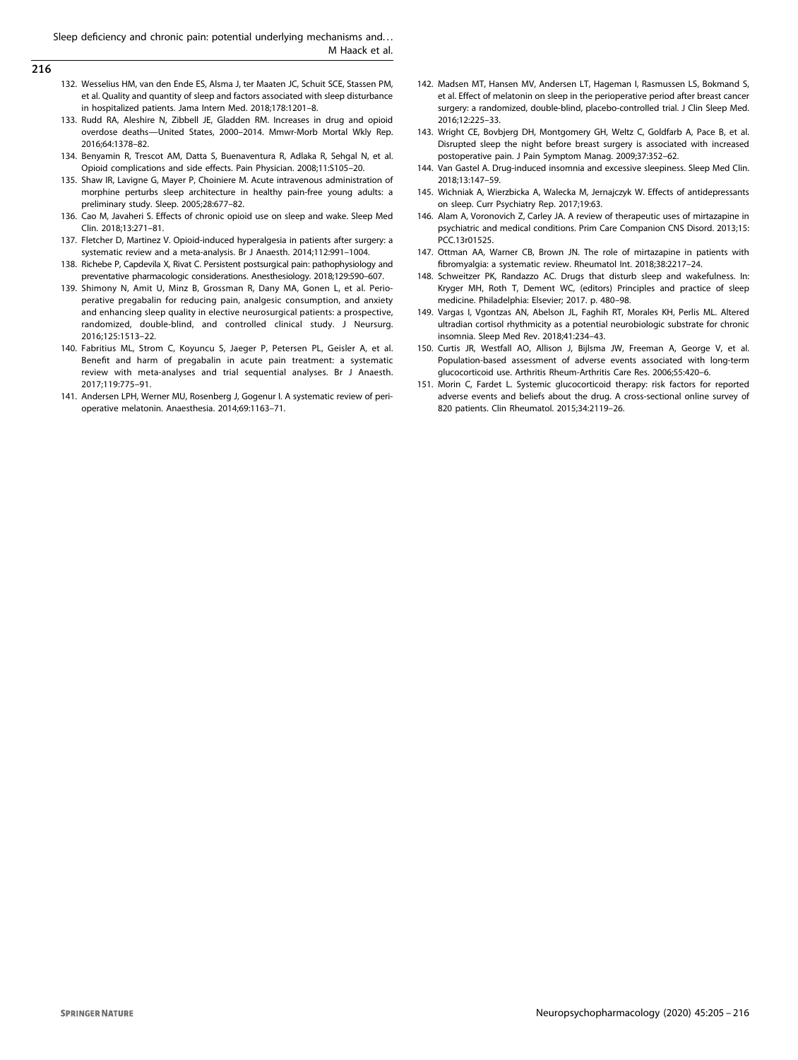132. Wesselius HM, van den Ende ES, Alsma J, ter Maaten JC, Schuit SCE, Stassen PM, et al. Quality and quantity of sleep and factors associated with sleep disturbance in hospitalized patients. Jama Intern Med. 2018;178:1201–8.
133. Rudd RA, Aleshire N, Zibbell JE, Gladden RM. Increases in drug and opioid overdose deaths—United States, 2000–2014. Mmwr-Morb Mortal Wkly Rep. 2016;64:1378–82.
134. Benyamin R, Trescot AM, Datta S, Buenaventura R, Adlaka R, Sehgal N, et al. Opioid complications and side effects. Pain Physician. 2008;11:S105–20.
135. Shaw IR, Lavigne G, Mayer P, Choiniere M. Acute intravenous administration of morphine perturbs sleep architecture in healthy pain-free young adults: a preliminary study. Sleep. 2005;28:677–82.
136. Cao M, Javaheri S. Effects of chronic opioid use on sleep and wake. Sleep Med Clin. 2018;13:271–81.
137. Fletcher D, Martinez V. Opioid-induced hyperalgesia in patients after surgery: a systematic review and a meta-analysis. Br J Anaesth. 2014;112:991–1004.
138. Richebe P, Capdevila X, Rivat C. Persistent postsurgical pain: pathophysiology and preventative pharmacologic considerations. Anesthesiology. 2018;129:590–607.
139. Shimony N, Amit U, Minz B, Grossman R, Dany MA, Gonen L, et al. Perioperative pregabalin for reducing pain, analgesic consumption, and anxiety and enhancing sleep quality in elective neurosurgical patients: a prospective, randomized, double-blind, and controlled clinical study. J Neursurg. 2016;125:1513–22.
140. Fabritius ML, Strom C, Koyuncu S, Jaeger P, Petersen PL, Geisler A, et al. Benefit and harm of pregabalin in acute pain treatment: a systematic review with meta-analyses and trial sequential analyses. Br J Anaesth. 2017;119:775–91.
141. Andersen LPH, Werner MU, Rosenberg J, Gogenur I. A systematic review of perioperative melatonin. Anaesthesia. 2014;69:1163–71.
142. Madsen MT, Hansen MV, Andersen LT, Hageman I, Rasmussen LS, Bokmand S, et al. Effect of melatonin on sleep in the perioperative period after breast cancer surgery: a randomized, double-blind, placebo-controlled trial. J Clin Sleep Med. 2016;12:225–33.
143. Wright CE, Bovbjerg DH, Montgomery GH, Weltz C, Goldfarb A, Pace B, et al. Disrupted sleep the night before breast surgery is associated with increased postoperative pain. J Pain Symptom Manag. 2009;37:352–62.
144. Van Gastel A. Drug-induced insomnia and excessive sleepiness. Sleep Med Clin. 2018;13:147–59.
145. Wichniak A, Wierzbicka A, Walecka M, Jernajczyk W. Effects of antidepressants on sleep. Curr Psychiatry Rep. 2017;19:63.
146. Alam A, Voronovich Z, Carley JA. A review of therapeutic uses of mirtazapine in psychiatric and medical conditions. Prim Care Companion CNS Disord. 2013;15: PCC.13r01525.
147. Ottman AA, Warner CB, Brown JN. The role of mirtazapine in patients with fibromyalgia: a systematic review. Rheumatol Int. 2018;38:2217–24.
148. Schweitzer PK, Randazzo AC. Drugs that disturb sleep and wakefulness. In: Kryger MH, Roth T, Dement WC, (editors) Principles and practice of sleep medicine. Philadelphia: Elsevier; 2017. p. 480–98.
149. Vargas I, Vgontzas AN, Abelson JL, Faghih RT, Morales KH, Perlis ML. Altered ultradian cortisol rhythmicity as a potential neurobiologic substrate for chronic insomnia. Sleep Med Rev. 2018;41:234–43.
150. Curtis JR, Westfall AO, Allison J, Bijlsma JW, Freeman A, George V, et al. Population-based assessment of adverse events associated with long-term glucocorticoid use. Arthritis Rheum-Arthritis Care Res. 2006;55:420–6.
151. Morin C, Fardet L. Systemic glucocorticoid therapy: risk factors for reported adverse events and beliefs about the drug. A cross-sectional online survey of 820 patients. Clin Rheumatol. 2015;34:2119–26.